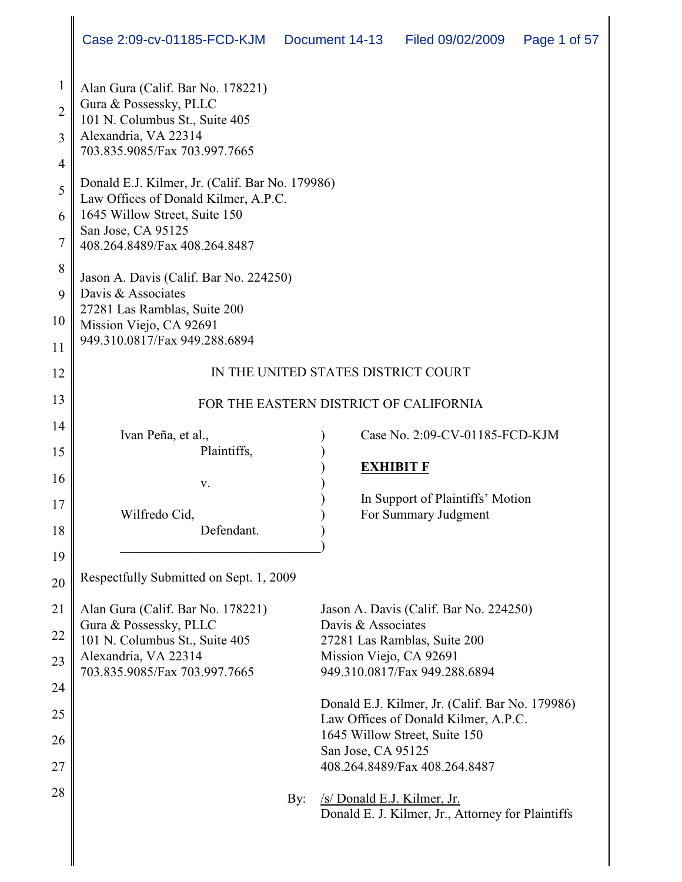Alan Gura (Calif. Bar No. 178221)
Gura & Possessky, PLLC
101 N. Columbus St., Suite 405
Alexandria, VA 22314
703.835.9085/Fax 703.997.7665

Donald E.J. Kilmer, Jr. (Calif. Bar No. 179986)
Law Offices of Donald Kilmer, A.P.C.
1645 Willow Street, Suite 150
San Jose, CA 95125
408.264.8489/Fax 408.264.8487

Jason A. Davis (Calif. Bar No. 224250)
Davis & Associates
27281 Las Ramblas, Suite 200
Mission Viejo, CA 92691
949.310.0817/Fax 949.288.6894

IN THE UNITED STATES DISTRICT COURT

FOR THE EASTERN DISTRICT OF CALIFORNIA

| | | |
|---|---|---|
| Ivan Peña, et al., Plaintiffs, | ) | Case No. 2:09-CV-01185-FCD-KJM |
| v. | ) | **EXHIBIT F** |
| Wilfredo Cid, Defendant. | ) | In Support of Plaintiffs' Motion For Summary Judgment |

Respectfully Submitted on Sept. 1, 2009

Alan Gura (Calif. Bar No. 178221)
Gura & Possessky, PLLC
101 N. Columbus St., Suite 405
Alexandria, VA 22314
703.835.9085/Fax 703.997.7665

Jason A. Davis (Calif. Bar No. 224250)
Davis & Associates
27281 Las Ramblas, Suite 200
Mission Viejo, CA 92691
949.310.0817/Fax 949.288.6894

Donald E.J. Kilmer, Jr. (Calif. Bar No. 179986)
Law Offices of Donald Kilmer, A.P.C.
1645 Willow Street, Suite 150
San Jose, CA 95125
408.264.8489/Fax 408.264.8487

By: /s/ Donald E.J. Kilmer, Jr.
Donald E. J. Kilmer, Jr., Attorney for Plaintiffs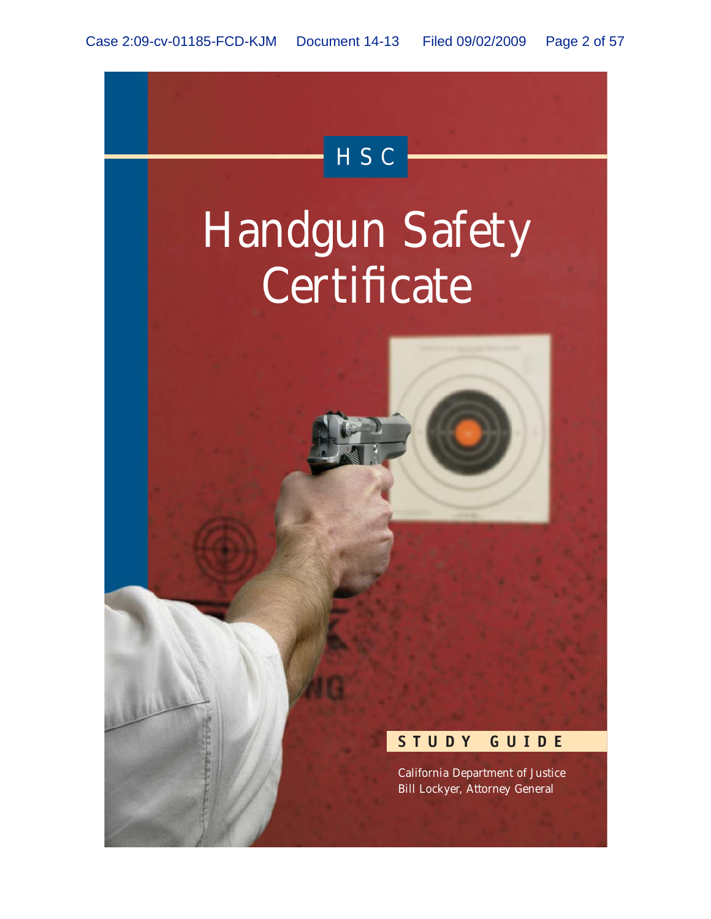HSC

# Handgun Safety Certificate

**STUDY GUIDE**

California Department of Justice
Bill Lockyer, Attorney General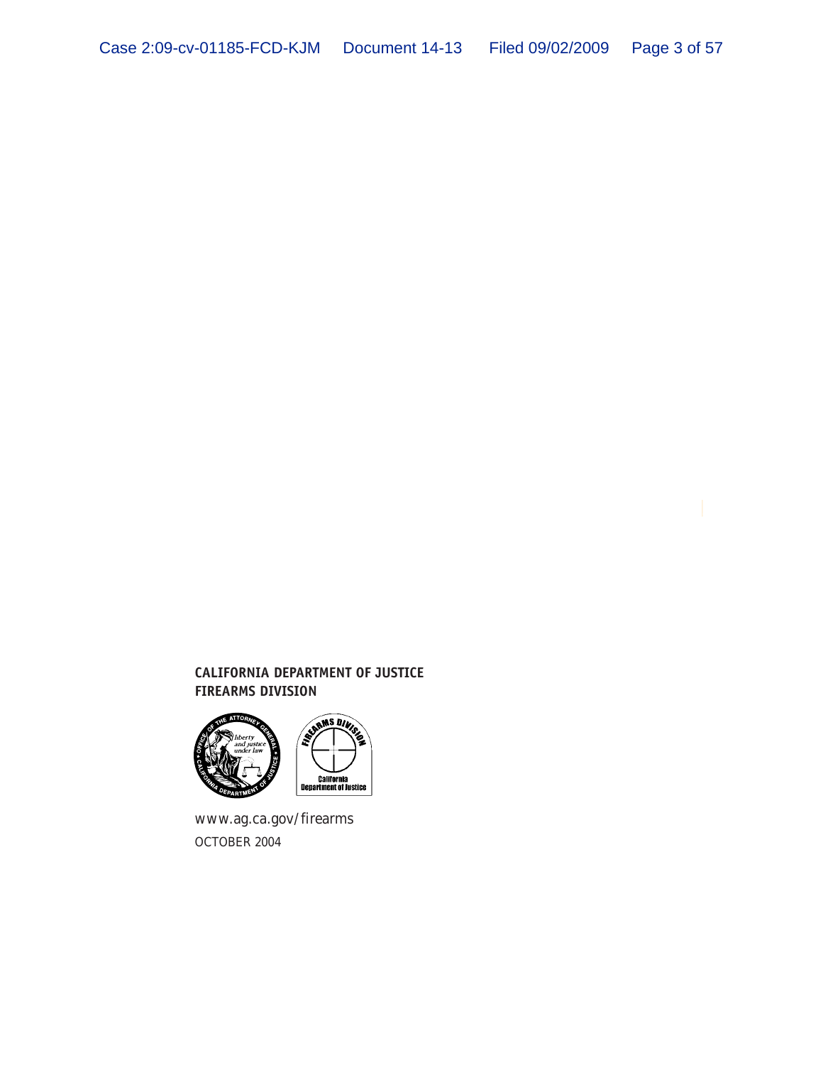**CALIFORNIA DEPARTMENT OF JUSTICE**
**FIREARMS DIVISION**

www.ag.ca.gov/firearms

OCTOBER 2004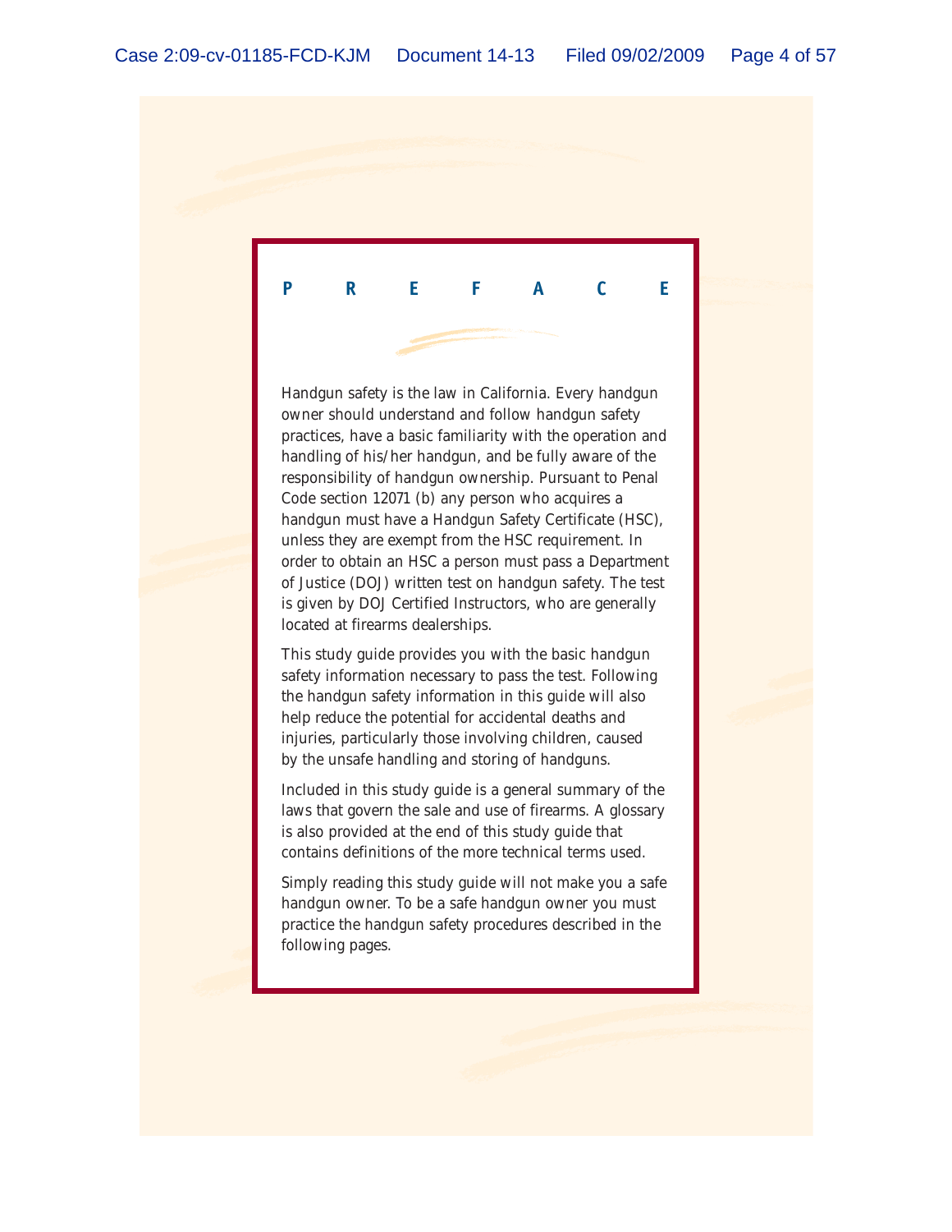# PREFACE

Handgun safety is the law in California. Every handgun owner should understand and follow handgun safety practices, have a basic familiarity with the operation and handling of his/her handgun, and be fully aware of the responsibility of handgun ownership. Pursuant to Penal Code section 12071 (b) any person who acquires a handgun must have a Handgun Safety Certificate (HSC), unless they are exempt from the HSC requirement. In order to obtain an HSC a person must pass a Department of Justice (DOJ) written test on handgun safety. The test is given by DOJ Certified Instructors, who are generally located at firearms dealerships.

This study guide provides you with the basic handgun safety information necessary to pass the test. Following the handgun safety information in this guide will also help reduce the potential for accidental deaths and injuries, particularly those involving children, caused by the unsafe handling and storing of handguns.

Included in this study guide is a general summary of the laws that govern the sale and use of firearms. A glossary is also provided at the end of this study guide that contains definitions of the more technical terms used.

Simply reading this study guide will not make you a safe handgun owner. To be a safe handgun owner you must practice the handgun safety procedures described in the following pages.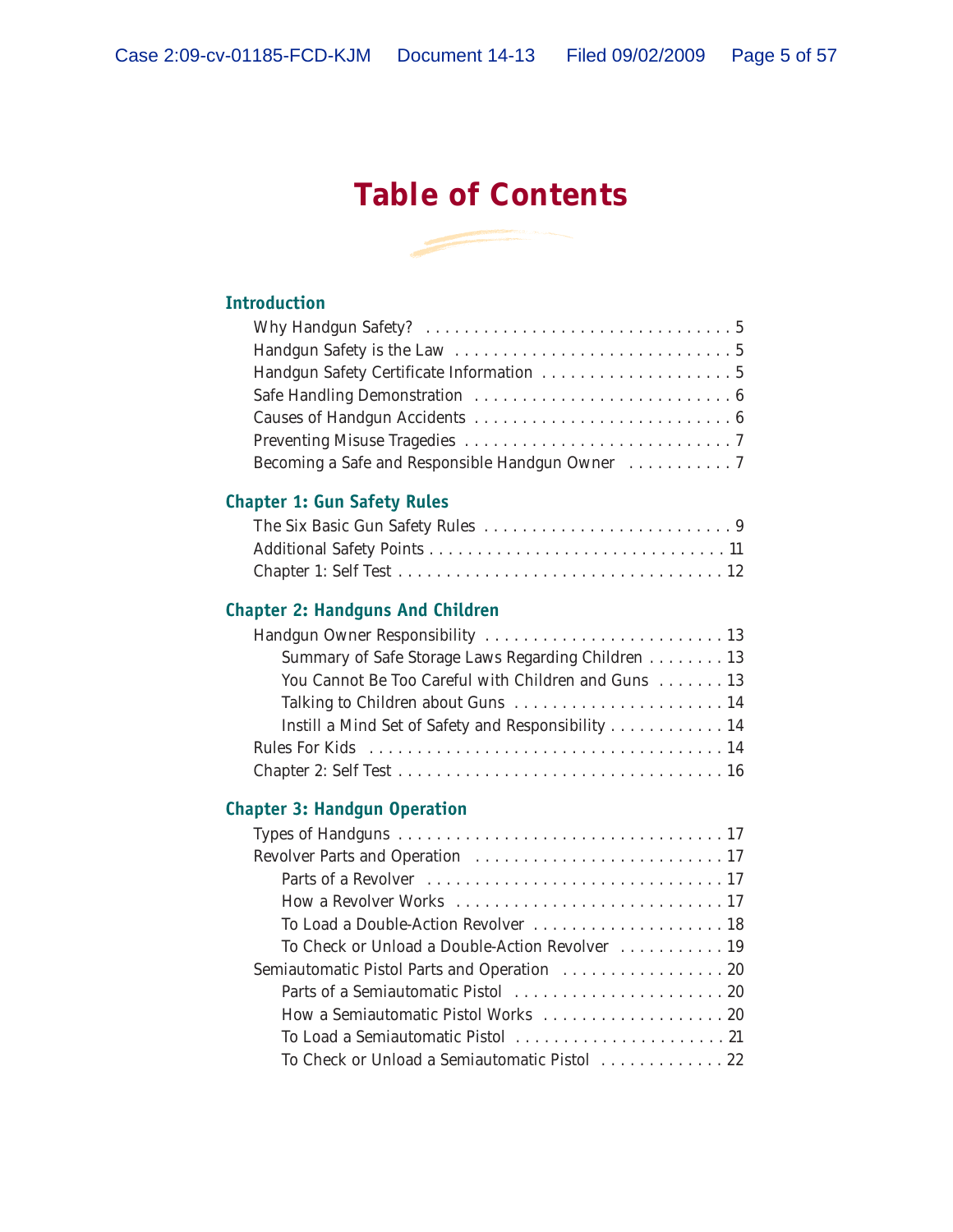# Table of Contents

## Introduction

- Why Handgun Safety? . . . . . . . . . . . . . . . . . . . . . . . . . . . . . . . . 5
- Handgun Safety is the Law . . . . . . . . . . . . . . . . . . . . . . . . . . . . 5
- Handgun Safety Certificate Information . . . . . . . . . . . . . . . . . . . . 5
- Safe Handling Demonstration . . . . . . . . . . . . . . . . . . . . . . . . . . 6
- Causes of Handgun Accidents . . . . . . . . . . . . . . . . . . . . . . . . . . 6
- Preventing Misuse Tragedies . . . . . . . . . . . . . . . . . . . . . . . . . . 7
- Becoming a Safe and Responsible Handgun Owner . . . . . . . . . . . 7

## Chapter 1: Gun Safety Rules

- The Six Basic Gun Safety Rules . . . . . . . . . . . . . . . . . . . . . . . . . 9
- Additional Safety Points . . . . . . . . . . . . . . . . . . . . . . . . . . . . . . 11
- Chapter 1: Self Test . . . . . . . . . . . . . . . . . . . . . . . . . . . . . . . . 12

## Chapter 2: Handguns And Children

- Handgun Owner Responsibility . . . . . . . . . . . . . . . . . . . . . . . . . 13
  - Summary of Safe Storage Laws Regarding Children . . . . . . . . 13
  - You Cannot Be Too Careful with Children and Guns . . . . . . . 13
  - Talking to Children about Guns . . . . . . . . . . . . . . . . . . . . . . 14
  - Instill a Mind Set of Safety and Responsibility . . . . . . . . . . . . 14
- Rules For Kids . . . . . . . . . . . . . . . . . . . . . . . . . . . . . . . . . . . . 14
- Chapter 2: Self Test . . . . . . . . . . . . . . . . . . . . . . . . . . . . . . . . 16

## Chapter 3: Handgun Operation

- Types of Handguns . . . . . . . . . . . . . . . . . . . . . . . . . . . . . . . . . 17
- Revolver Parts and Operation . . . . . . . . . . . . . . . . . . . . . . . . . 17
  - Parts of a Revolver . . . . . . . . . . . . . . . . . . . . . . . . . . . . . . 17
  - How a Revolver Works . . . . . . . . . . . . . . . . . . . . . . . . . . . . 17
  - To Load a Double-Action Revolver . . . . . . . . . . . . . . . . . . . . 18
  - To Check or Unload a Double-Action Revolver . . . . . . . . . . . 19
- Semiautomatic Pistol Parts and Operation . . . . . . . . . . . . . . . . . 20
  - Parts of a Semiautomatic Pistol . . . . . . . . . . . . . . . . . . . . . . 20
  - How a Semiautomatic Pistol Works . . . . . . . . . . . . . . . . . . . 20
  - To Load a Semiautomatic Pistol . . . . . . . . . . . . . . . . . . . . . . 21
  - To Check or Unload a Semiautomatic Pistol . . . . . . . . . . . . . 22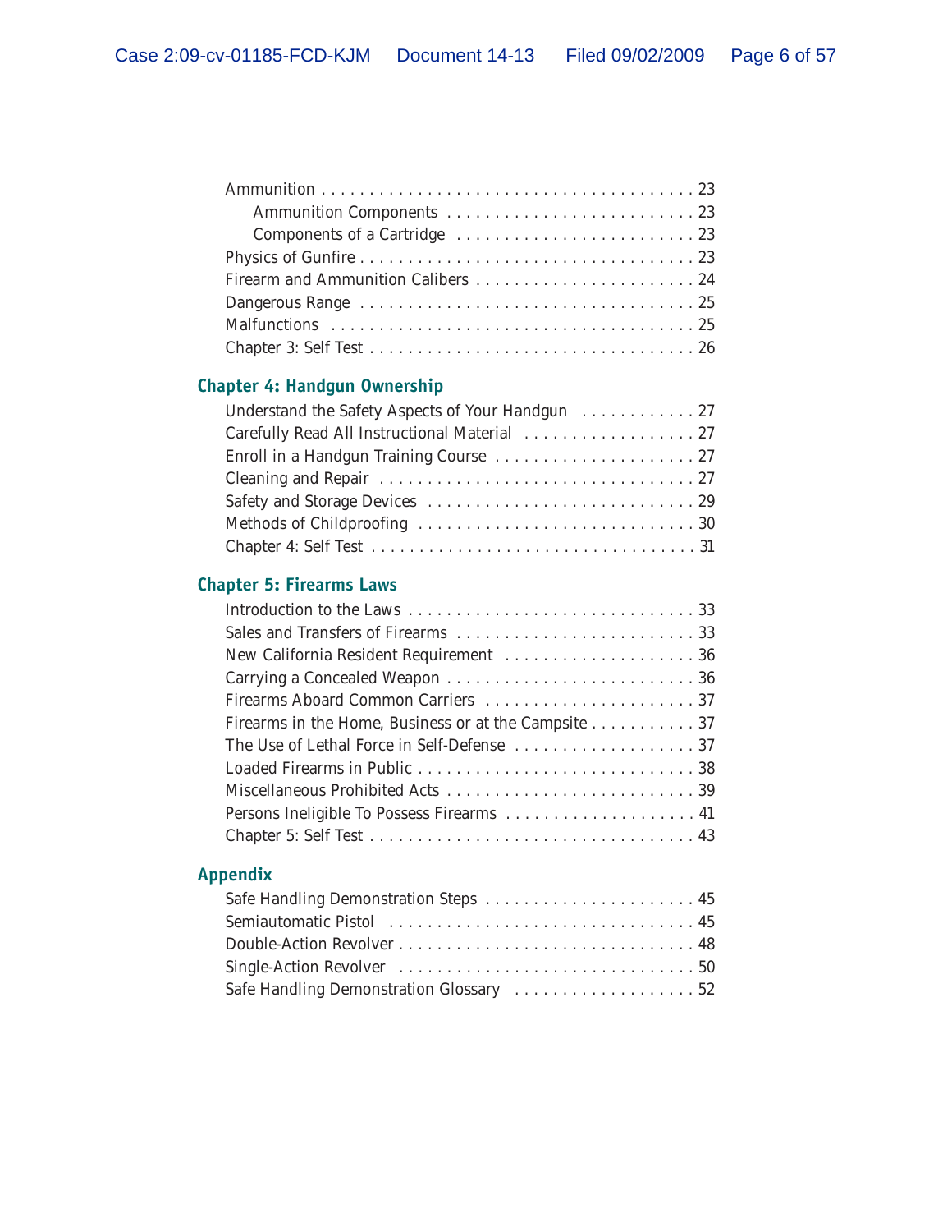Ammunition . . . . . . . . . . . . . . . . . . . . . . . . . . . . . . . . . . . . . . . . 23
  Ammunition Components . . . . . . . . . . . . . . . . . . . . . . . . . . . 23
  Components of a Cartridge . . . . . . . . . . . . . . . . . . . . . . . . . . 23
Physics of Gunfire . . . . . . . . . . . . . . . . . . . . . . . . . . . . . . . . . . . . 23
Firearm and Ammunition Calibers . . . . . . . . . . . . . . . . . . . . . . . . 24
Dangerous Range . . . . . . . . . . . . . . . . . . . . . . . . . . . . . . . . . . . . 25
Malfunctions . . . . . . . . . . . . . . . . . . . . . . . . . . . . . . . . . . . . . . . 25
Chapter 3: Self Test . . . . . . . . . . . . . . . . . . . . . . . . . . . . . . . . . . 26

## Chapter 4: Handgun Ownership

Understand the Safety Aspects of Your Handgun . . . . . . . . . . . . 27
Carefully Read All Instructional Material . . . . . . . . . . . . . . . . . . 27
Enroll in a Handgun Training Course . . . . . . . . . . . . . . . . . . . . . . 27
Cleaning and Repair . . . . . . . . . . . . . . . . . . . . . . . . . . . . . . . . . . 27
Safety and Storage Devices . . . . . . . . . . . . . . . . . . . . . . . . . . . . 29
Methods of Childproofing . . . . . . . . . . . . . . . . . . . . . . . . . . . . . 30
Chapter 4: Self Test . . . . . . . . . . . . . . . . . . . . . . . . . . . . . . . . . . 31

## Chapter 5: Firearms Laws

Introduction to the Laws . . . . . . . . . . . . . . . . . . . . . . . . . . . . . . 33
Sales and Transfers of Firearms . . . . . . . . . . . . . . . . . . . . . . . . . 33
New California Resident Requirement . . . . . . . . . . . . . . . . . . . . 36
Carrying a Concealed Weapon . . . . . . . . . . . . . . . . . . . . . . . . . . 36
Firearms Aboard Common Carriers . . . . . . . . . . . . . . . . . . . . . . 37
Firearms in the Home, Business or at the Campsite . . . . . . . . . . . 37
The Use of Lethal Force in Self-Defense . . . . . . . . . . . . . . . . . . . 37
Loaded Firearms in Public . . . . . . . . . . . . . . . . . . . . . . . . . . . . . 38
Miscellaneous Prohibited Acts . . . . . . . . . . . . . . . . . . . . . . . . . . 39
Persons Ineligible To Possess Firearms . . . . . . . . . . . . . . . . . . . . 41
Chapter 5: Self Test . . . . . . . . . . . . . . . . . . . . . . . . . . . . . . . . . . 43

## Appendix

Safe Handling Demonstration Steps . . . . . . . . . . . . . . . . . . . . . . 45
Semiautomatic Pistol . . . . . . . . . . . . . . . . . . . . . . . . . . . . . . . . . 45
Double-Action Revolver . . . . . . . . . . . . . . . . . . . . . . . . . . . . . . . 48
Single-Action Revolver . . . . . . . . . . . . . . . . . . . . . . . . . . . . . . . 50
Safe Handling Demonstration Glossary . . . . . . . . . . . . . . . . . . . 52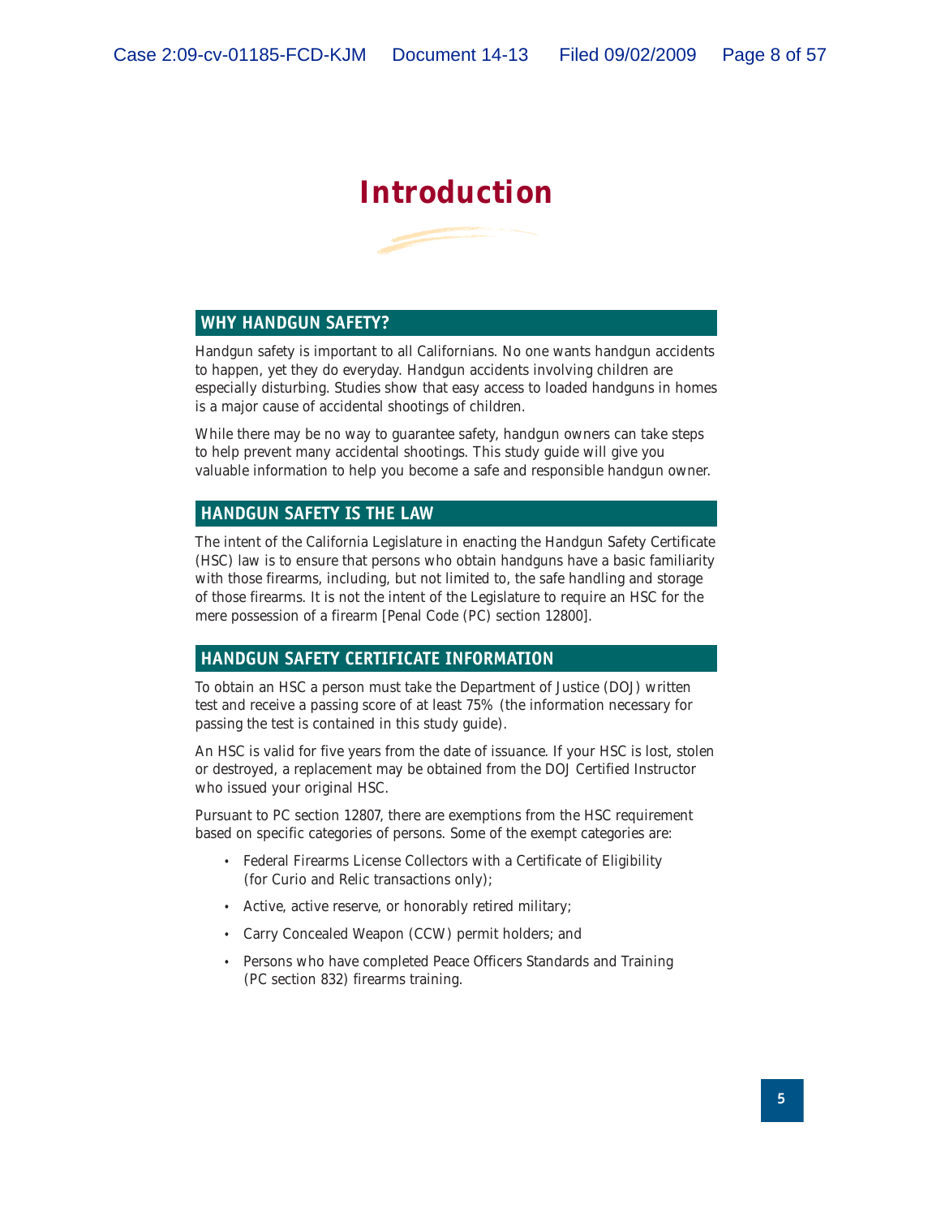# Introduction

## WHY HANDGUN SAFETY?

Handgun safety is important to all Californians. No one wants handgun accidents to happen, yet they do everyday. Handgun accidents involving children are especially disturbing. Studies show that easy access to loaded handguns in homes is a major cause of accidental shootings of children.

While there may be no way to guarantee safety, handgun owners can take steps to help prevent many accidental shootings. This study guide will give you valuable information to help you become a safe and responsible handgun owner.

## HANDGUN SAFETY IS THE LAW

The intent of the California Legislature in enacting the Handgun Safety Certificate (HSC) law is to ensure that persons who obtain handguns have a basic familiarity with those firearms, including, but not limited to, the safe handling and storage of those firearms. It is not the intent of the Legislature to require an HSC for the mere possession of a firearm [Penal Code (PC) section 12800].

## HANDGUN SAFETY CERTIFICATE INFORMATION

To obtain an HSC a person must take the Department of Justice (DOJ) written test and receive a passing score of at least 75% (the information necessary for passing the test is contained in this study guide).

An HSC is valid for five years from the date of issuance. If your HSC is lost, stolen or destroyed, a replacement may be obtained from the DOJ Certified Instructor who issued your original HSC.

Pursuant to PC section 12807, there are exemptions from the HSC requirement based on specific categories of persons. Some of the exempt categories are:

- Federal Firearms License Collectors with a Certificate of Eligibility (for Curio and Relic transactions only);
- Active, active reserve, or honorably retired military;
- Carry Concealed Weapon (CCW) permit holders; and
- Persons who have completed Peace Officers Standards and Training (PC section 832) firearms training.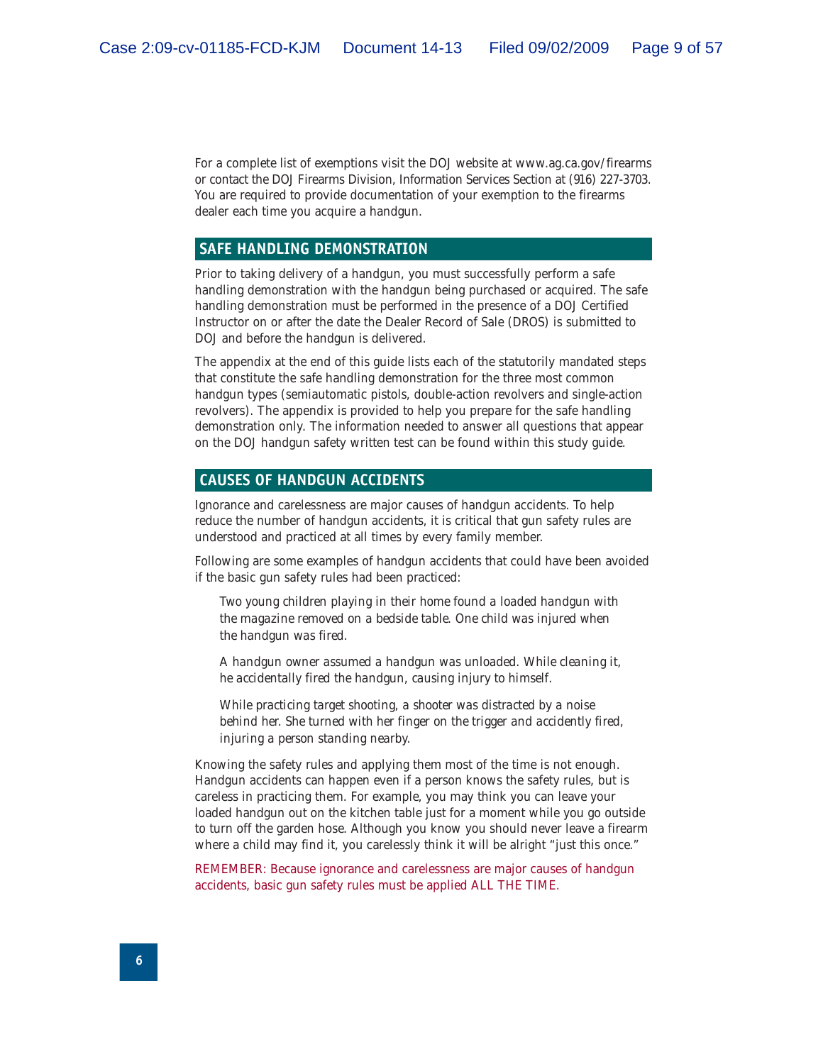For a complete list of exemptions visit the DOJ website at www.ag.ca.gov/firearms or contact the DOJ Firearms Division, Information Services Section at (916) 227-3703. You are required to provide documentation of your exemption to the firearms dealer each time you acquire a handgun.

## SAFE HANDLING DEMONSTRATION

Prior to taking delivery of a handgun, you must successfully perform a safe handling demonstration with the handgun being purchased or acquired. The safe handling demonstration must be performed in the presence of a DOJ Certified Instructor on or after the date the Dealer Record of Sale (DROS) is submitted to DOJ and before the handgun is delivered.

The appendix at the end of this guide lists each of the statutorily mandated steps that constitute the safe handling demonstration for the three most common handgun types (semiautomatic pistols, double-action revolvers and single-action revolvers). The appendix is provided to help you prepare for the safe handling demonstration only. The information needed to answer all questions that appear on the DOJ handgun safety written test can be found within this study guide.

## CAUSES OF HANDGUN ACCIDENTS

Ignorance and carelessness are major causes of handgun accidents. To help reduce the number of handgun accidents, it is critical that gun safety rules are understood and practiced at all times by every family member.

Following are some examples of handgun accidents that could have been avoided if the basic gun safety rules had been practiced:

> *Two young children playing in their home found a loaded handgun with the magazine removed on a bedside table. One child was injured when the handgun was fired.*
>
> *A handgun owner assumed a handgun was unloaded. While cleaning it, he accidentally fired the handgun, causing injury to himself.*
>
> *While practicing target shooting, a shooter was distracted by a noise behind her. She turned with her finger on the trigger and accidently fired, injuring a person standing nearby.*

Knowing the safety rules and applying them most of the time is not enough. Handgun accidents can happen even if a person knows the safety rules, but is careless in practicing them. For example, you may think you can leave your loaded handgun out on the kitchen table just for a moment while you go outside to turn off the garden hose. Although you know you should never leave a firearm where a child may find it, you carelessly think it will be alright "just this once."

REMEMBER: Because ignorance and carelessness are major causes of handgun accidents, basic gun safety rules must be applied ALL THE TIME.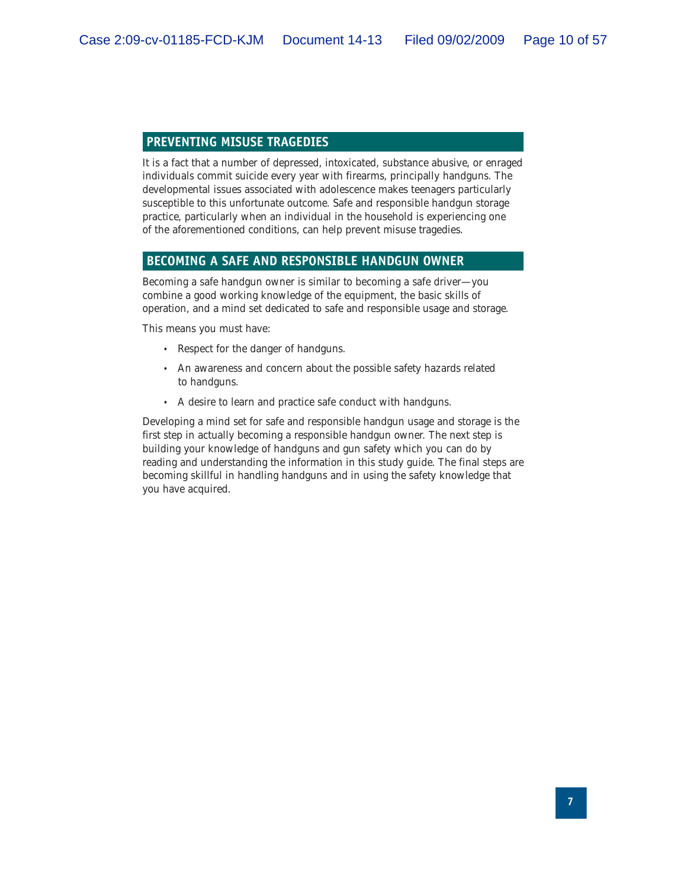## PREVENTING MISUSE TRAGEDIES

It is a fact that a number of depressed, intoxicated, substance abusive, or enraged individuals commit suicide every year with firearms, principally handguns. The developmental issues associated with adolescence makes teenagers particularly susceptible to this unfortunate outcome. Safe and responsible handgun storage practice, particularly when an individual in the household is experiencing one of the aforementioned conditions, can help prevent misuse tragedies.

## BECOMING A SAFE AND RESPONSIBLE HANDGUN OWNER

Becoming a safe handgun owner is similar to becoming a safe driver—you combine a good working knowledge of the equipment, the basic skills of operation, and a mind set dedicated to safe and responsible usage and storage.

This means you must have:

- Respect for the danger of handguns.
- An awareness and concern about the possible safety hazards related to handguns.
- A desire to learn and practice safe conduct with handguns.

Developing a mind set for safe and responsible handgun usage and storage is the first step in actually becoming a responsible handgun owner. The next step is building your knowledge of handguns and gun safety which you can do by reading and understanding the information in this study guide. The final steps are becoming skillful in handling handguns and in using the safety knowledge that you have acquired.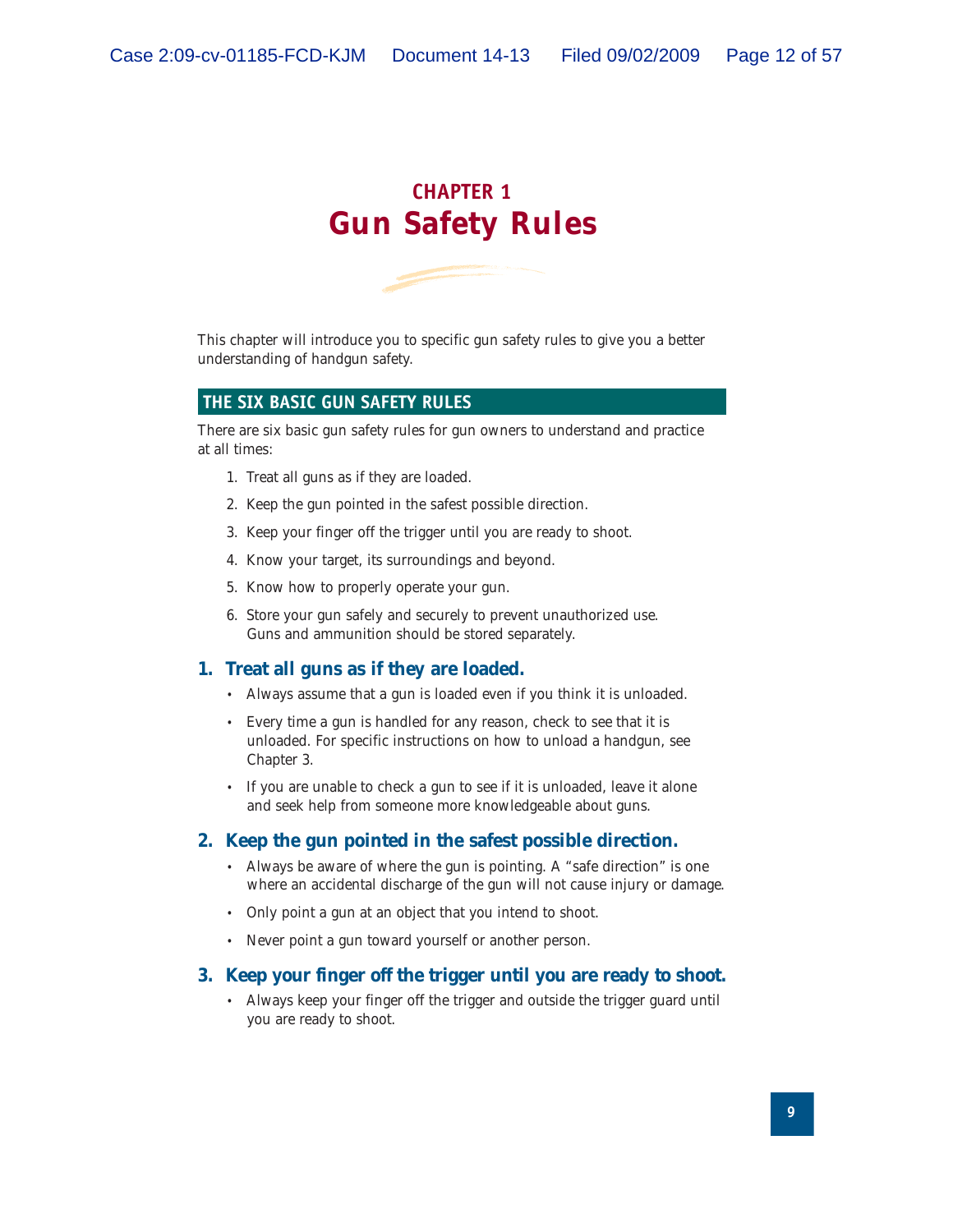# CHAPTER 1
# Gun Safety Rules

This chapter will introduce you to specific gun safety rules to give you a better understanding of handgun safety.

## THE SIX BASIC GUN SAFETY RULES

There are six basic gun safety rules for gun owners to understand and practice at all times:

1. Treat all guns as if they are loaded.
2. Keep the gun pointed in the safest possible direction.
3. Keep your finger off the trigger until you are ready to shoot.
4. Know your target, its surroundings and beyond.
5. Know how to properly operate your gun.
6. Store your gun safely and securely to prevent unauthorized use. Guns and ammunition should be stored separately.

### 1. Treat all guns as if they are loaded.

- Always assume that a gun is loaded even if you think it is unloaded.
- Every time a gun is handled for any reason, check to see that it is unloaded. For specific instructions on how to unload a handgun, see Chapter 3.
- If you are unable to check a gun to see if it is unloaded, leave it alone and seek help from someone more knowledgeable about guns.

### 2. Keep the gun pointed in the safest possible direction.

- Always be aware of where the gun is pointing. A "safe direction" is one where an accidental discharge of the gun will not cause injury or damage.
- Only point a gun at an object that you intend to shoot.
- Never point a gun toward yourself or another person.

### 3. Keep your finger off the trigger until you are ready to shoot.

- Always keep your finger off the trigger and outside the trigger guard until you are ready to shoot.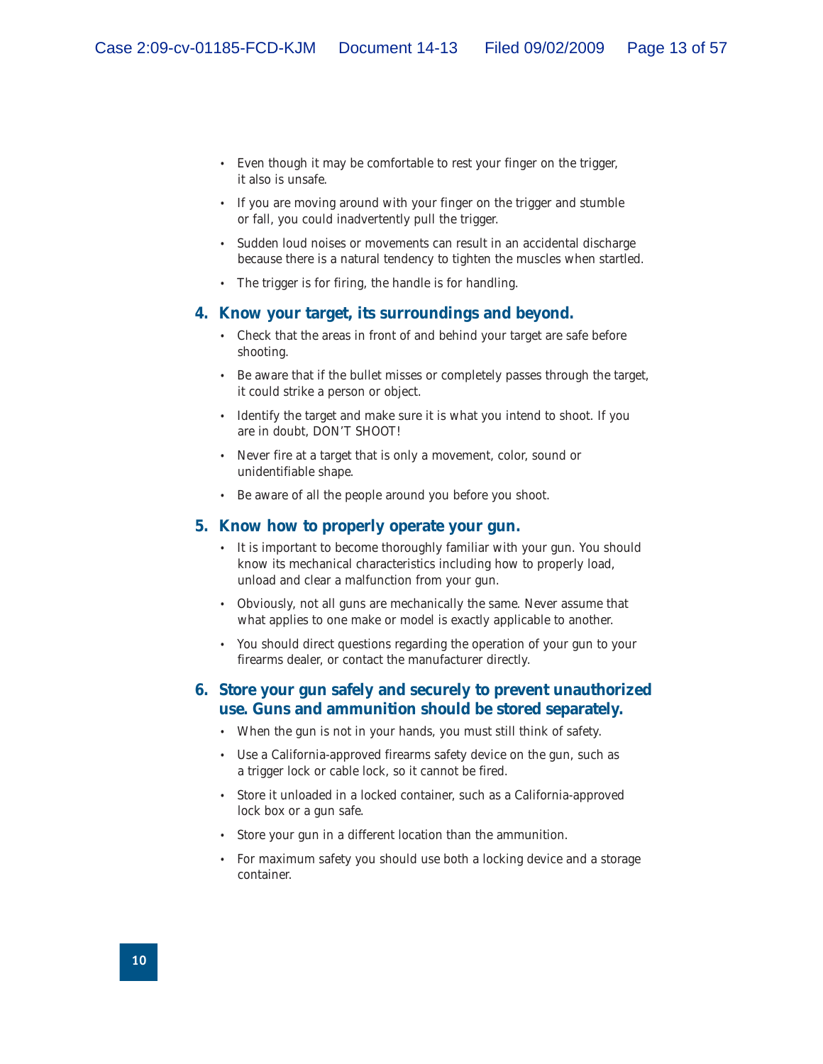- Even though it may be comfortable to rest your finger on the trigger, it also is unsafe.
- If you are moving around with your finger on the trigger and stumble or fall, you could inadvertently pull the trigger.
- Sudden loud noises or movements can result in an accidental discharge because there is a natural tendency to tighten the muscles when startled.
- The trigger is for firing, the handle is for handling.

## 4. Know your target, its surroundings and beyond.

- Check that the areas in front of and behind your target are safe before shooting.
- Be aware that if the bullet misses or completely passes through the target, it could strike a person or object.
- Identify the target and make sure it is what you intend to shoot. If you are in doubt, DON'T SHOOT!
- Never fire at a target that is only a movement, color, sound or unidentifiable shape.
- Be aware of all the people around you before you shoot.

## 5. Know how to properly operate your gun.

- It is important to become thoroughly familiar with your gun. You should know its mechanical characteristics including how to properly load, unload and clear a malfunction from your gun.
- Obviously, not all guns are mechanically the same. Never assume that what applies to one make or model is exactly applicable to another.
- You should direct questions regarding the operation of your gun to your firearms dealer, or contact the manufacturer directly.

## 6. Store your gun safely and securely to prevent unauthorized use. Guns and ammunition should be stored separately.

- When the gun is not in your hands, you must still think of safety.
- Use a California-approved firearms safety device on the gun, such as a trigger lock or cable lock, so it cannot be fired.
- Store it unloaded in a locked container, such as a California-approved lock box or a gun safe.
- Store your gun in a different location than the ammunition.
- For maximum safety you should use both a locking device and a storage container.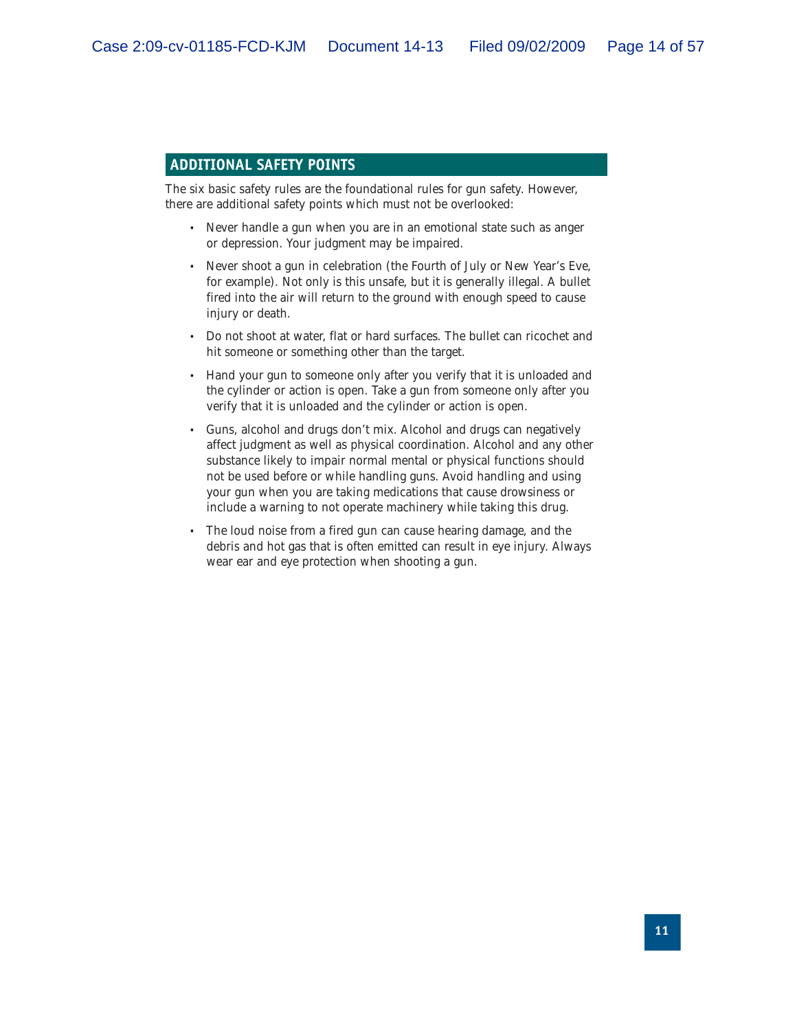## ADDITIONAL SAFETY POINTS

The six basic safety rules are the foundational rules for gun safety. However, there are additional safety points which must not be overlooked:

- Never handle a gun when you are in an emotional state such as anger or depression. Your judgment may be impaired.
- Never shoot a gun in celebration (the Fourth of July or New Year's Eve, for example). Not only is this unsafe, but it is generally illegal. A bullet fired into the air will return to the ground with enough speed to cause injury or death.
- Do not shoot at water, flat or hard surfaces. The bullet can ricochet and hit someone or something other than the target.
- Hand your gun to someone only after you verify that it is unloaded and the cylinder or action is open. Take a gun from someone only after you verify that it is unloaded and the cylinder or action is open.
- Guns, alcohol and drugs don't mix. Alcohol and drugs can negatively affect judgment as well as physical coordination. Alcohol and any other substance likely to impair normal mental or physical functions should not be used before or while handling guns. Avoid handling and using your gun when you are taking medications that cause drowsiness or include a warning to not operate machinery while taking this drug.
- The loud noise from a fired gun can cause hearing damage, and the debris and hot gas that is often emitted can result in eye injury. Always wear ear and eye protection when shooting a gun.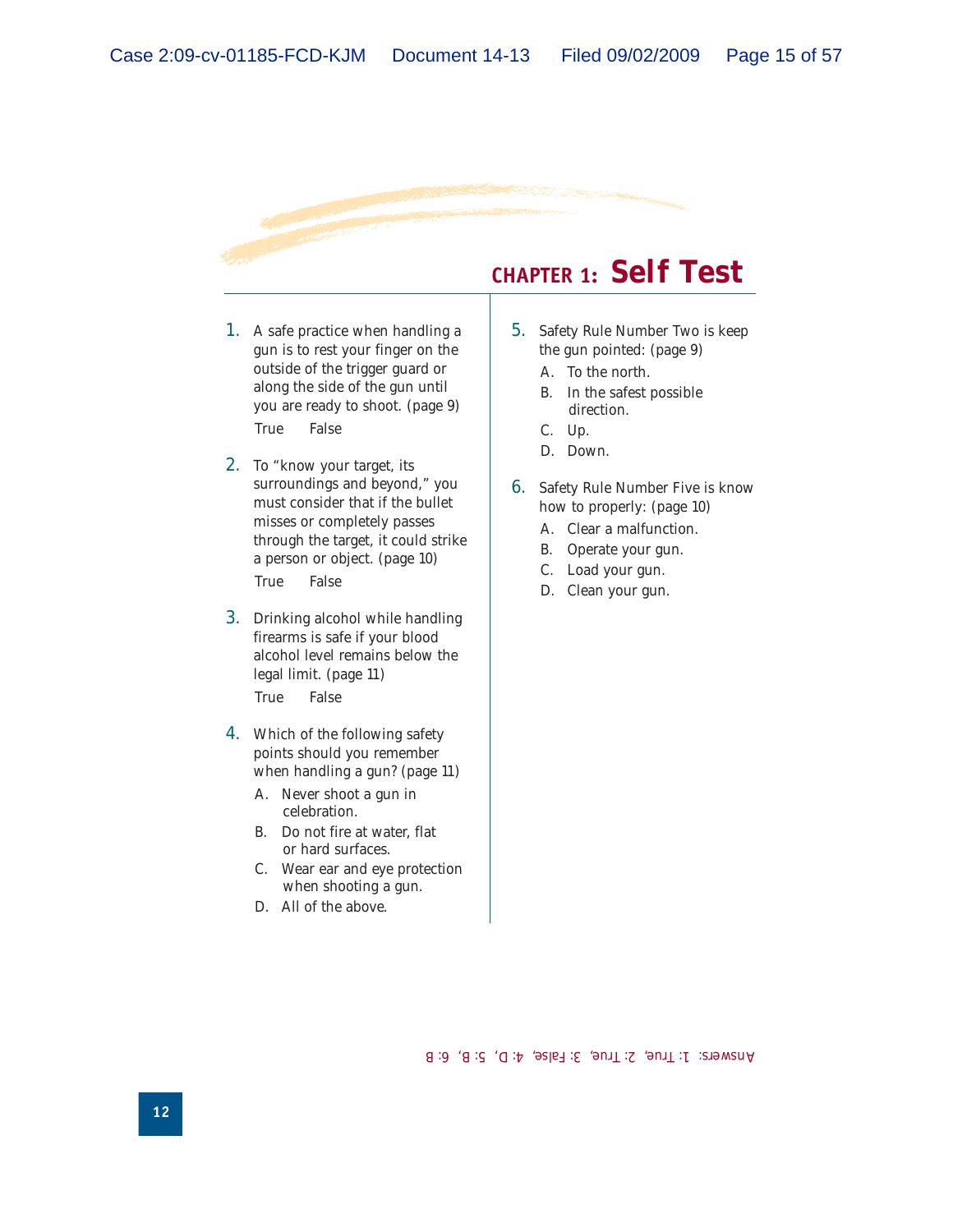## CHAPTER 1: Self Test

1. A safe practice when handling a gun is to rest your finger on the outside of the trigger guard or along the side of the gun until you are ready to shoot. (page 9)

   True    False

2. To "know your target, its surroundings and beyond," you must consider that if the bullet misses or completely passes through the target, it could strike a person or object. (page 10)

   True    False

3. Drinking alcohol while handling firearms is safe if your blood alcohol level remains below the legal limit. (page 11)

   True    False

4. Which of the following safety points should you remember when handling a gun? (page 11)

   A. Never shoot a gun in celebration.
   B. Do not fire at water, flat or hard surfaces.
   C. Wear ear and eye protection when shooting a gun.
   D. All of the above.

5. Safety Rule Number Two is keep the gun pointed: (page 9)

   A. To the north.
   B. In the safest possible direction.
   C. Up.
   D. Down.

6. Safety Rule Number Five is know how to properly: (page 10)

   A. Clear a malfunction.
   B. Operate your gun.
   C. Load your gun.
   D. Clean your gun.

Answers: 1: True, 2: True, 3: False, 4: D, 5: B, 6: B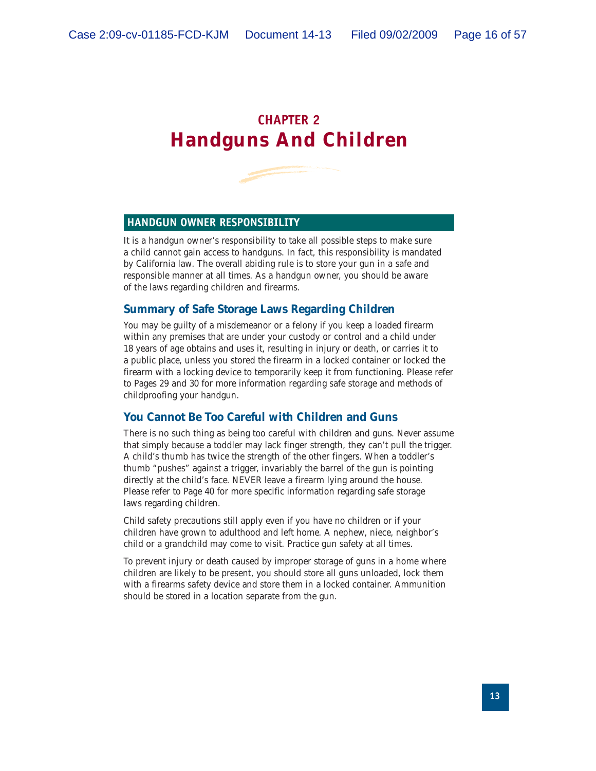# CHAPTER 2
# Handguns And Children

## HANDGUN OWNER RESPONSIBILITY

It is a handgun owner's responsibility to take all possible steps to make sure a child cannot gain access to handguns. In fact, this responsibility is mandated by California law. The overall abiding rule is to store your gun in a safe and responsible manner at all times. As a handgun owner, you should be aware of the laws regarding children and firearms.

### Summary of Safe Storage Laws Regarding Children

You may be guilty of a misdemeanor or a felony if you keep a loaded firearm within any premises that are under your custody or control and a child under 18 years of age obtains and uses it, resulting in injury or death, or carries it to a public place, unless you stored the firearm in a locked container or locked the firearm with a locking device to temporarily keep it from functioning. Please refer to Pages 29 and 30 for more information regarding safe storage and methods of childproofing your handgun.

### You Cannot Be Too Careful with Children and Guns

There is no such thing as being too careful with children and guns. Never assume that simply because a toddler may lack finger strength, they can't pull the trigger. A child's thumb has twice the strength of the other fingers. When a toddler's thumb "pushes" against a trigger, invariably the barrel of the gun is pointing directly at the child's face. NEVER leave a firearm lying around the house. Please refer to Page 40 for more specific information regarding safe storage laws regarding children.

Child safety precautions still apply even if you have no children or if your children have grown to adulthood and left home. A nephew, niece, neighbor's child or a grandchild may come to visit. Practice gun safety at all times.

To prevent injury or death caused by improper storage of guns in a home where children are likely to be present, you should store all guns unloaded, lock them with a firearms safety device and store them in a locked container. Ammunition should be stored in a location separate from the gun.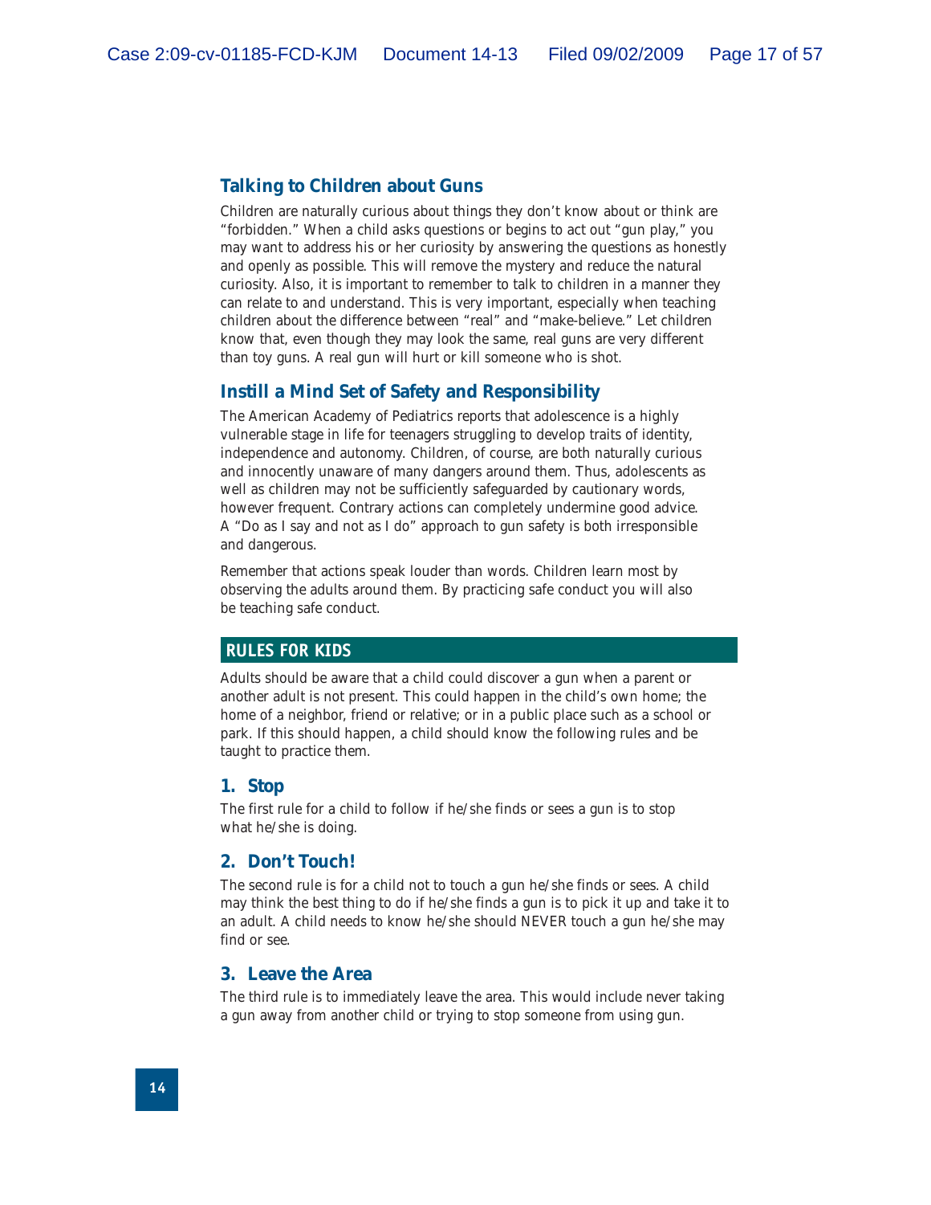## Talking to Children about Guns

Children are naturally curious about things they don't know about or think are "forbidden." When a child asks questions or begins to act out "gun play," you may want to address his or her curiosity by answering the questions as honestly and openly as possible. This will remove the mystery and reduce the natural curiosity. Also, it is important to remember to talk to children in a manner they can relate to and understand. This is very important, especially when teaching children about the difference between "real" and "make-believe." Let children know that, even though they may look the same, real guns are very different than toy guns. A real gun will hurt or kill someone who is shot.

## Instill a Mind Set of Safety and Responsibility

The American Academy of Pediatrics reports that adolescence is a highly vulnerable stage in life for teenagers struggling to develop traits of identity, independence and autonomy. Children, of course, are both naturally curious and innocently unaware of many dangers around them. Thus, adolescents as well as children may not be sufficiently safeguarded by cautionary words, however frequent. Contrary actions can completely undermine good advice. A "Do as I say and not as I do" approach to gun safety is both irresponsible and dangerous.

Remember that actions speak louder than words. Children learn most by observing the adults around them. By practicing safe conduct you will also be teaching safe conduct.

## RULES FOR KIDS

Adults should be aware that a child could discover a gun when a parent or another adult is not present. This could happen in the child's own home; the home of a neighbor, friend or relative; or in a public place such as a school or park. If this should happen, a child should know the following rules and be taught to practice them.

### 1. Stop

The first rule for a child to follow if he/she finds or sees a gun is to stop what he/she is doing.

### 2. Don't Touch!

The second rule is for a child not to touch a gun he/she finds or sees. A child may think the best thing to do if he/she finds a gun is to pick it up and take it to an adult. A child needs to know he/she should NEVER touch a gun he/she may find or see.

### 3. Leave the Area

The third rule is to immediately leave the area. This would include never taking a gun away from another child or trying to stop someone from using gun.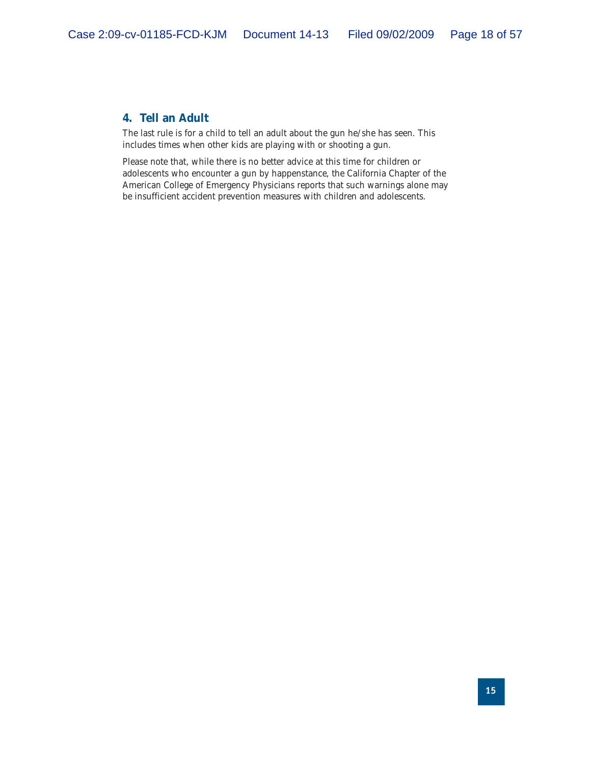## 4. Tell an Adult

The last rule is for a child to tell an adult about the gun he/she has seen. This includes times when other kids are playing with or shooting a gun.

Please note that, while there is no better advice at this time for children or adolescents who encounter a gun by happenstance, the California Chapter of the American College of Emergency Physicians reports that such warnings alone may be insufficient accident prevention measures with children and adolescents.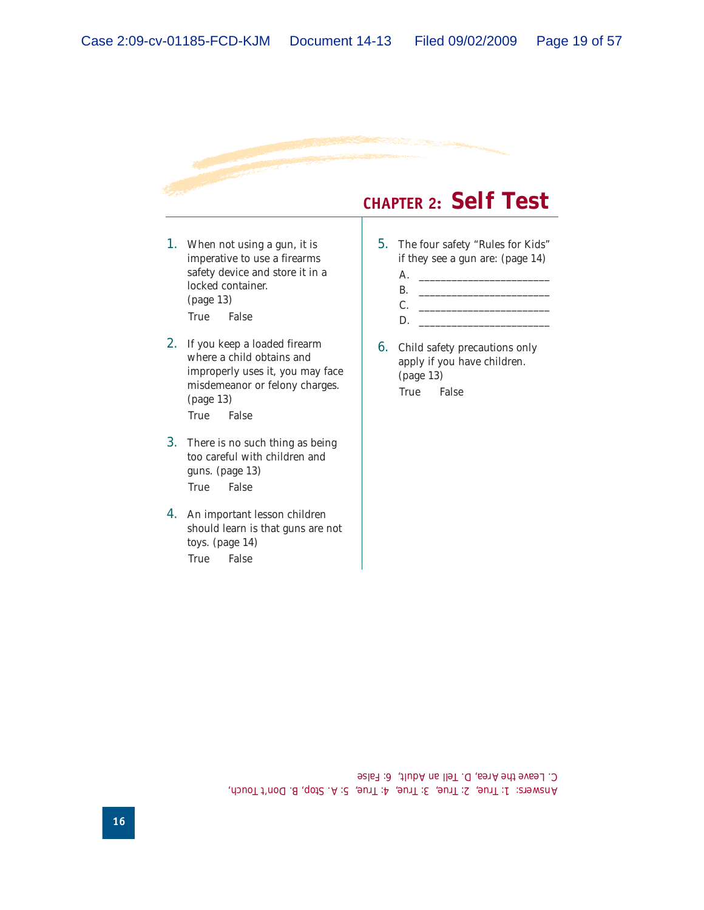## CHAPTER 2: Self Test

1. When not using a gun, it is imperative to use a firearms safety device and store it in a locked container. (page 13)

   True False

2. If you keep a loaded firearm where a child obtains and improperly uses it, you may face misdemeanor or felony charges. (page 13)

   True False

3. There is no such thing as being too careful with children and guns. (page 13)

   True False

4. An important lesson children should learn is that guns are not toys. (page 14)

   True False

5. The four safety "Rules for Kids" if they see a gun are: (page 14)

   A. ______________________
   B. ______________________
   C. ______________________
   D. ______________________

6. Child safety precautions only apply if you have children. (page 13)

   True False

Answers: 1: True, 2: True, 3: True, 4: True, 5: A. Stop, B. Don't Touch, C. Leave the Area, D. Tell an Adult, 6: False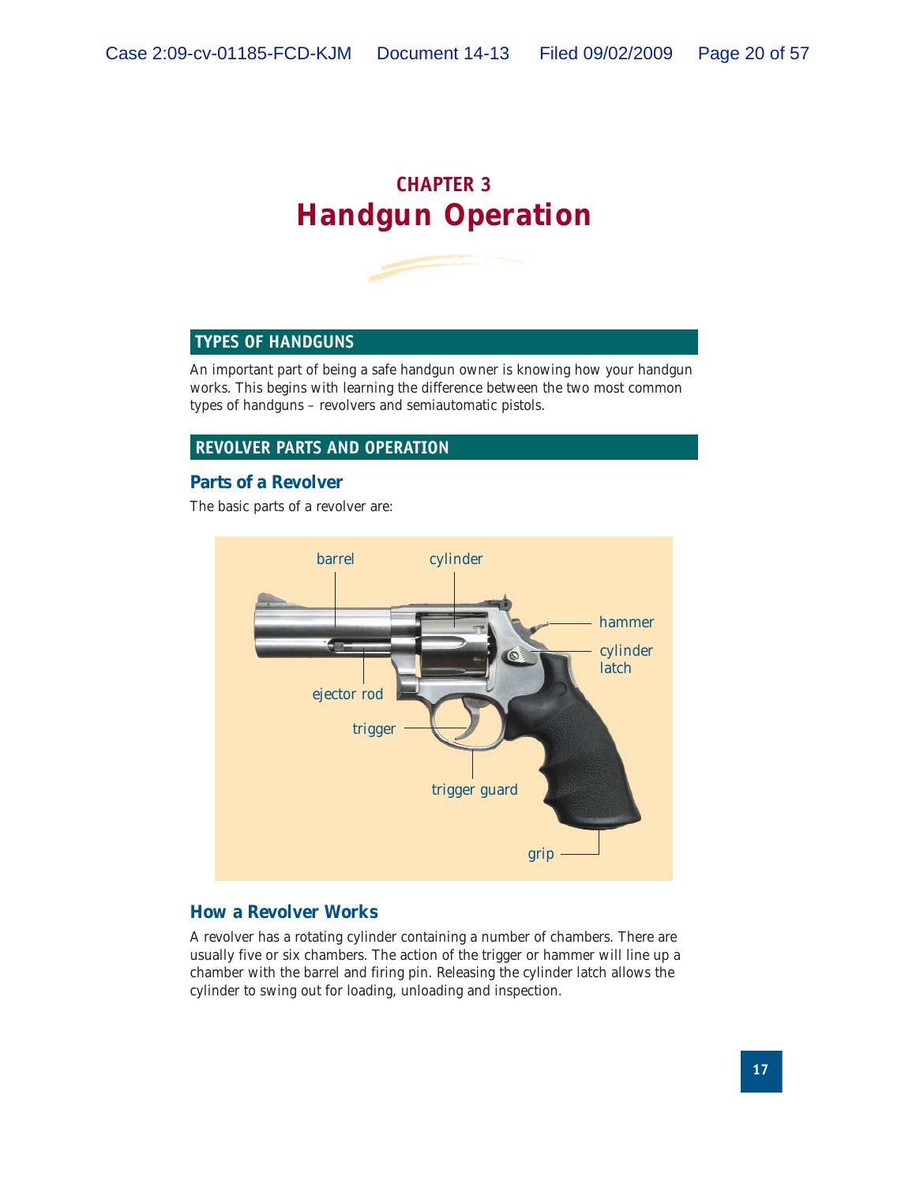# CHAPTER 3
# Handgun Operation

## TYPES OF HANDGUNS

An important part of being a safe handgun owner is knowing how your handgun works. This begins with learning the difference between the two most common types of handguns – revolvers and semiautomatic pistols.

## REVOLVER PARTS AND OPERATION

### Parts of a Revolver

The basic parts of a revolver are:

barrel, cylinder, hammer, cylinder latch, ejector rod, trigger, trigger guard, grip

### How a Revolver Works

A revolver has a rotating cylinder containing a number of chambers. There are usually five or six chambers. The action of the trigger or hammer will line up a chamber with the barrel and firing pin. Releasing the cylinder latch allows the cylinder to swing out for loading, unloading and inspection.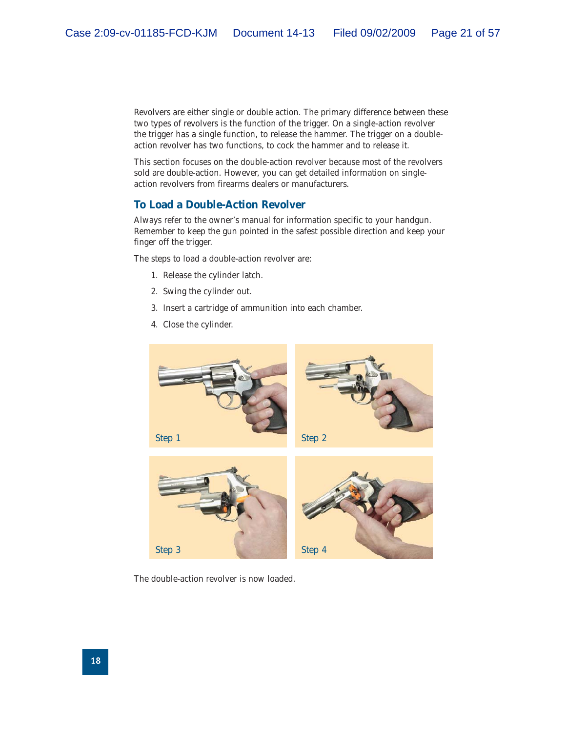Revolvers are either single or double action. The primary difference between these two types of revolvers is the function of the trigger. On a single-action revolver the trigger has a single function, to release the hammer. The trigger on a double-action revolver has two functions, to cock the hammer and to release it.

This section focuses on the double-action revolver because most of the revolvers sold are double-action. However, you can get detailed information on single-action revolvers from firearms dealers or manufacturers.

## To Load a Double-Action Revolver

Always refer to the owner's manual for information specific to your handgun. Remember to keep the gun pointed in the safest possible direction and keep your finger off the trigger.

The steps to load a double-action revolver are:

1. Release the cylinder latch.
2. Swing the cylinder out.
3. Insert a cartridge of ammunition into each chamber.
4. Close the cylinder.

Step 1

Step 2

Step 3

Step 4

The double-action revolver is now loaded.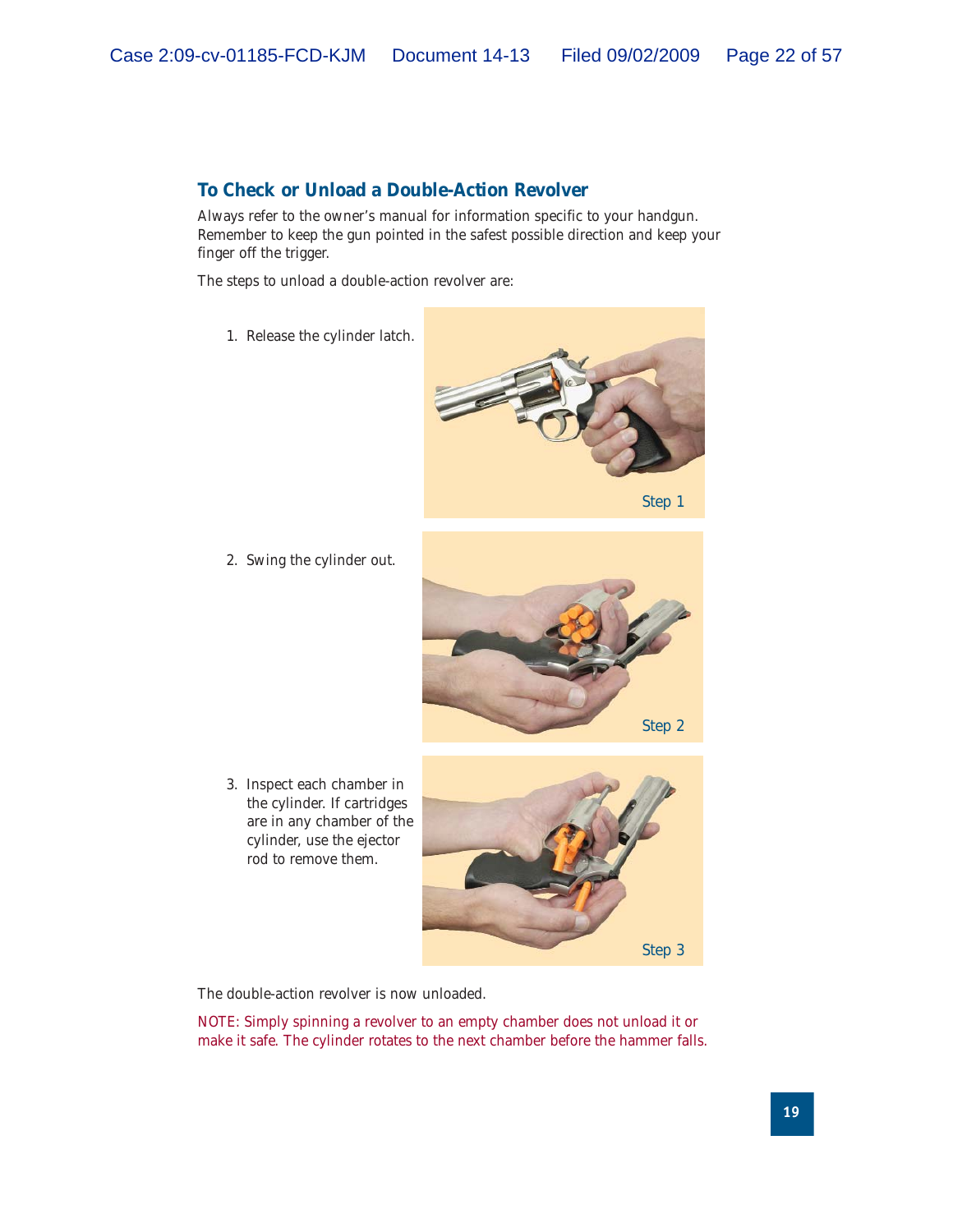## To Check or Unload a Double-Action Revolver

Always refer to the owner's manual for information specific to your handgun. Remember to keep the gun pointed in the safest possible direction and keep your finger off the trigger.

The steps to unload a double-action revolver are:

1. Release the cylinder latch.

Step 1

2. Swing the cylinder out.

Step 2

3. Inspect each chamber in the cylinder. If cartridges are in any chamber of the cylinder, use the ejector rod to remove them.

Step 3

The double-action revolver is now unloaded.

NOTE: Simply spinning a revolver to an empty chamber does not unload it or make it safe. The cylinder rotates to the next chamber before the hammer falls.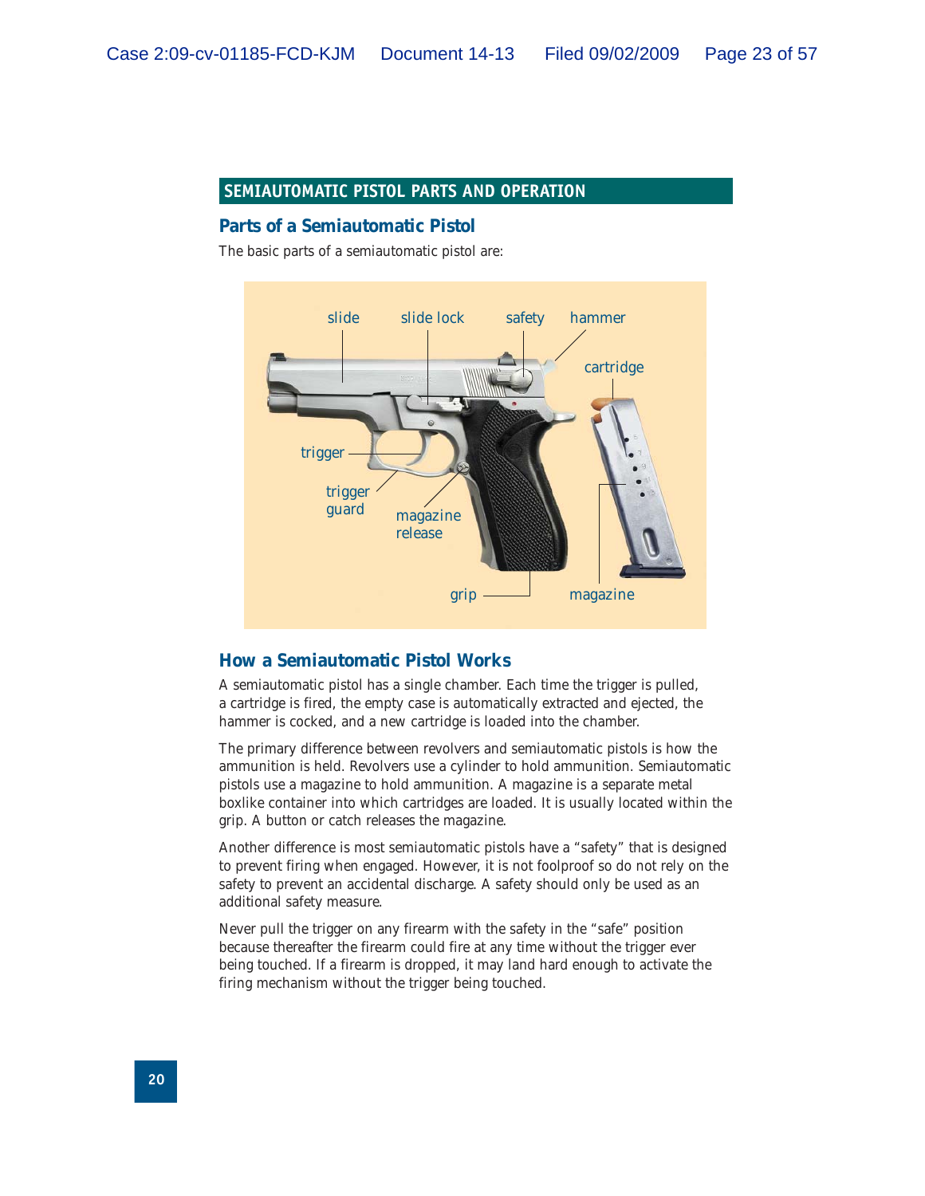## SEMIAUTOMATIC PISTOL PARTS AND OPERATION

### Parts of a Semiautomatic Pistol

The basic parts of a semiautomatic pistol are:

slide, slide lock, safety, hammer, cartridge, trigger, trigger guard, magazine release, grip, magazine

### How a Semiautomatic Pistol Works

A semiautomatic pistol has a single chamber. Each time the trigger is pulled, a cartridge is fired, the empty case is automatically extracted and ejected, the hammer is cocked, and a new cartridge is loaded into the chamber.

The primary difference between revolvers and semiautomatic pistols is how the ammunition is held. Revolvers use a cylinder to hold ammunition. Semiautomatic pistols use a magazine to hold ammunition. A magazine is a separate metal boxlike container into which cartridges are loaded. It is usually located within the grip. A button or catch releases the magazine.

Another difference is most semiautomatic pistols have a "safety" that is designed to prevent firing when engaged. However, it is not foolproof so do not rely on the safety to prevent an accidental discharge. A safety should only be used as an additional safety measure.

Never pull the trigger on any firearm with the safety in the "safe" position because thereafter the firearm could fire at any time without the trigger ever being touched. If a firearm is dropped, it may land hard enough to activate the firing mechanism without the trigger being touched.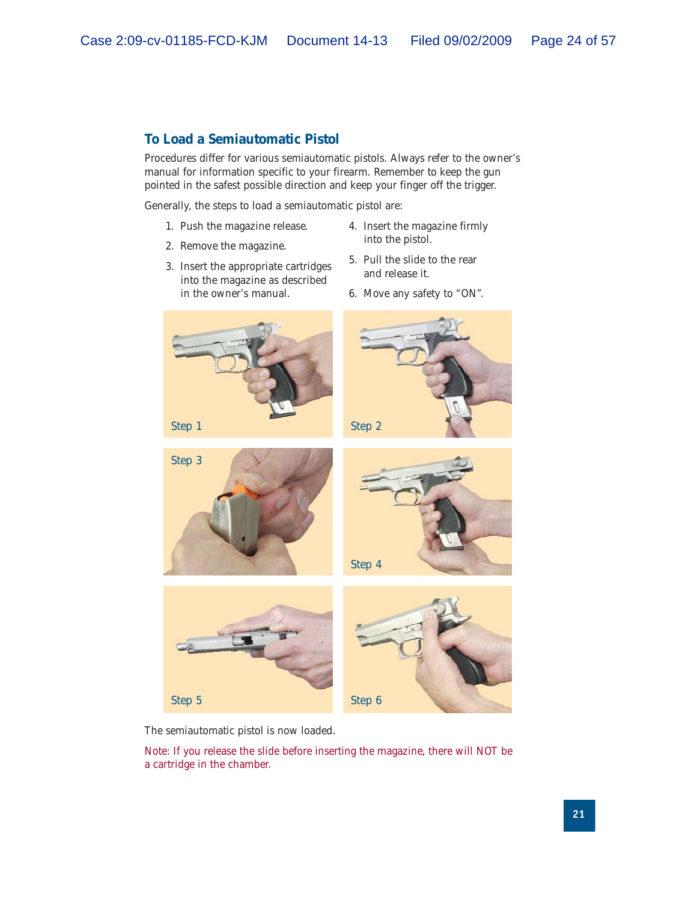## To Load a Semiautomatic Pistol

Procedures differ for various semiautomatic pistols. Always refer to the owner's manual for information specific to your firearm. Remember to keep the gun pointed in the safest possible direction and keep your finger off the trigger.

Generally, the steps to load a semiautomatic pistol are:

1. Push the magazine release.
2. Remove the magazine.
3. Insert the appropriate cartridges into the magazine as described in the owner's manual.
4. Insert the magazine firmly into the pistol.
5. Pull the slide to the rear and release it.
6. Move any safety to "ON".

Step 1

Step 2

Step 3

Step 4

Step 5

Step 6

The semiautomatic pistol is now loaded.

Note: If you release the slide before inserting the magazine, there will NOT be a cartridge in the chamber.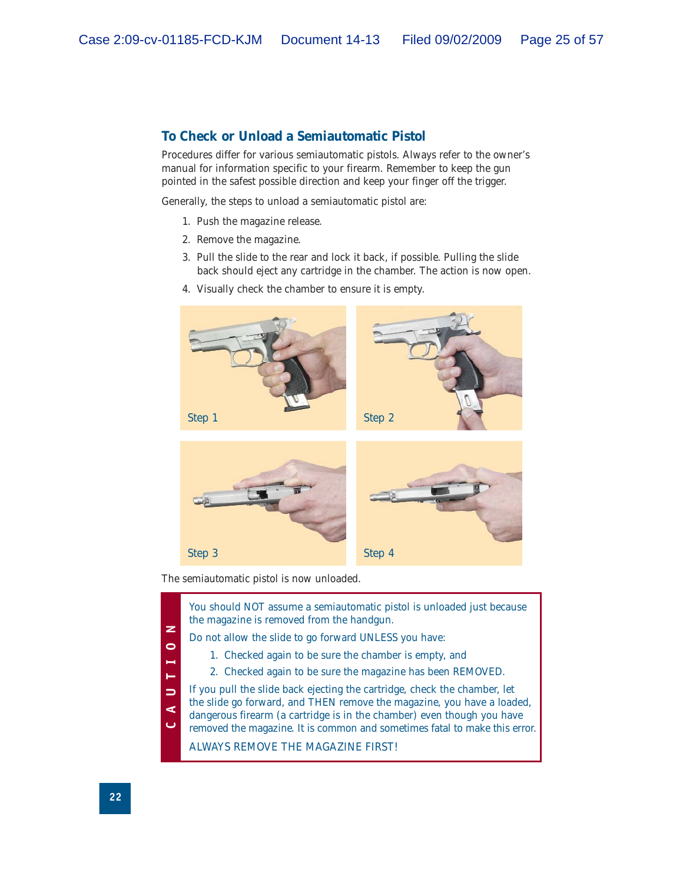## To Check or Unload a Semiautomatic Pistol

Procedures differ for various semiautomatic pistols. Always refer to the owner's manual for information specific to your firearm. Remember to keep the gun pointed in the safest possible direction and keep your finger off the trigger.

Generally, the steps to unload a semiautomatic pistol are:

1. Push the magazine release.
2. Remove the magazine.
3. Pull the slide to the rear and lock it back, if possible. Pulling the slide back should eject any cartridge in the chamber. The action is now open.
4. Visually check the chamber to ensure it is empty.

Step 1

Step 2

Step 3

Step 4

The semiautomatic pistol is now unloaded.

**CAUTION**

You should NOT assume a semiautomatic pistol is unloaded just because the magazine is removed from the handgun.

Do not allow the slide to go forward UNLESS you have:

1. Checked again to be sure the chamber is empty, and
2. Checked again to be sure the magazine has been REMOVED.

If you pull the slide back ejecting the cartridge, check the chamber, let the slide go forward, and THEN remove the magazine, you have a loaded, dangerous firearm (a cartridge is in the chamber) even though you have removed the magazine. It is common and sometimes fatal to make this error.

ALWAYS REMOVE THE MAGAZINE FIRST!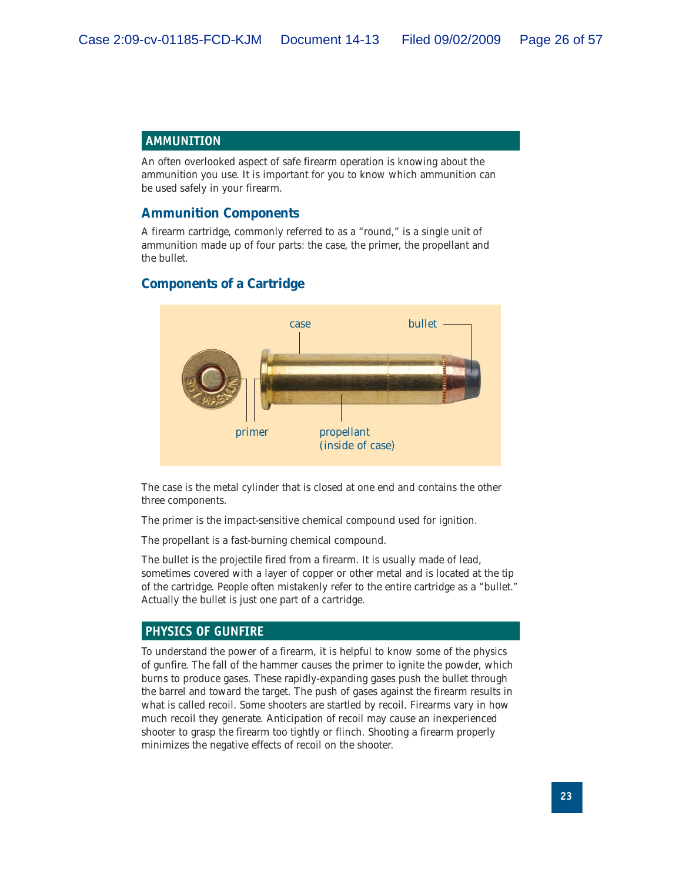## AMMUNITION

An often overlooked aspect of safe firearm operation is knowing about the ammunition you use. It is important for you to know which ammunition can be used safely in your firearm.

### Ammunition Components

A firearm cartridge, commonly referred to as a "round," is a single unit of ammunition made up of four parts: the case, the primer, the propellant and the bullet.

### Components of a Cartridge

case

bullet

primer

propellant (inside of case)

The case is the metal cylinder that is closed at one end and contains the other three components.

The primer is the impact-sensitive chemical compound used for ignition.

The propellant is a fast-burning chemical compound.

The bullet is the projectile fired from a firearm. It is usually made of lead, sometimes covered with a layer of copper or other metal and is located at the tip of the cartridge. People often mistakenly refer to the entire cartridge as a "bullet." Actually the bullet is just one part of a cartridge.

## PHYSICS OF GUNFIRE

To understand the power of a firearm, it is helpful to know some of the physics of gunfire. The fall of the hammer causes the primer to ignite the powder, which burns to produce gases. These rapidly-expanding gases push the bullet through the barrel and toward the target. The push of gases against the firearm results in what is called recoil. Some shooters are startled by recoil. Firearms vary in how much recoil they generate. Anticipation of recoil may cause an inexperienced shooter to grasp the firearm too tightly or flinch. Shooting a firearm properly minimizes the negative effects of recoil on the shooter.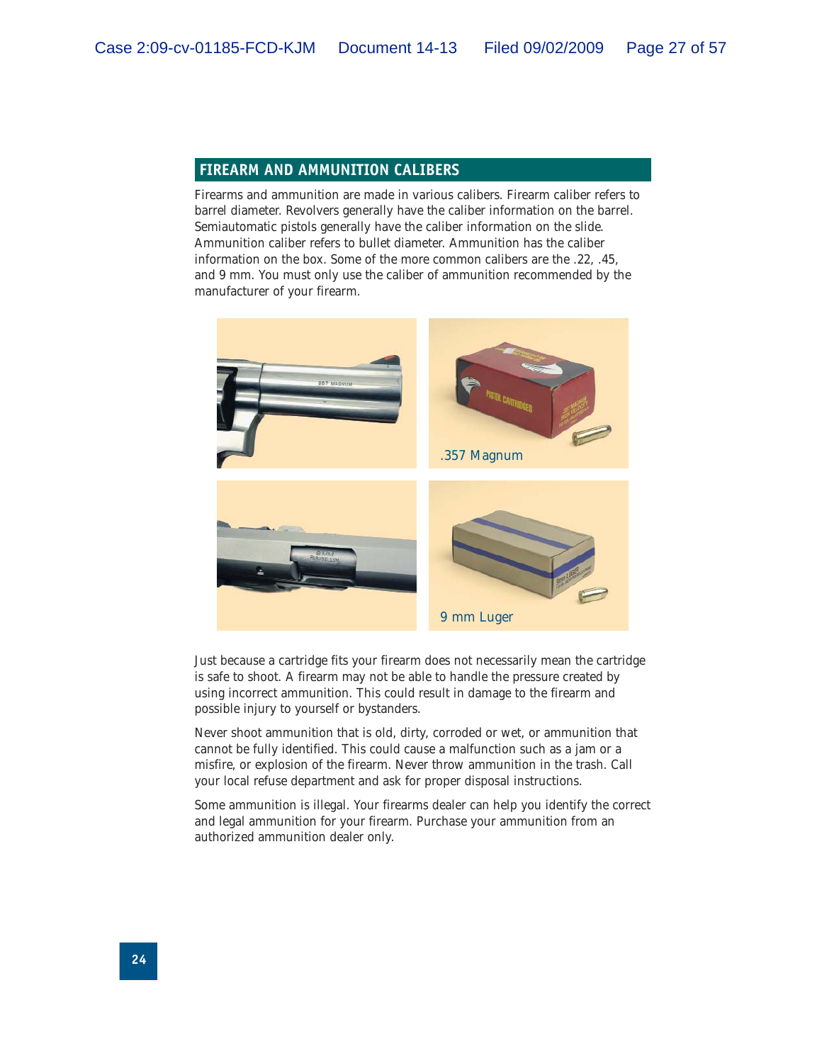## FIREARM AND AMMUNITION CALIBERS

Firearms and ammunition are made in various calibers. Firearm caliber refers to barrel diameter. Revolvers generally have the caliber information on the barrel. Semiautomatic pistols generally have the caliber information on the slide. Ammunition caliber refers to bullet diameter. Ammunition has the caliber information on the box. Some of the more common calibers are the .22, .45, and 9 mm. You must only use the caliber of ammunition recommended by the manufacturer of your firearm.

.357 Magnum

9 mm Luger

Just because a cartridge fits your firearm does not necessarily mean the cartridge is safe to shoot. A firearm may not be able to handle the pressure created by using incorrect ammunition. This could result in damage to the firearm and possible injury to yourself or bystanders.

Never shoot ammunition that is old, dirty, corroded or wet, or ammunition that cannot be fully identified. This could cause a malfunction such as a jam or a misfire, or explosion of the firearm. Never throw ammunition in the trash. Call your local refuse department and ask for proper disposal instructions.

Some ammunition is illegal. Your firearms dealer can help you identify the correct and legal ammunition for your firearm. Purchase your ammunition from an authorized ammunition dealer only.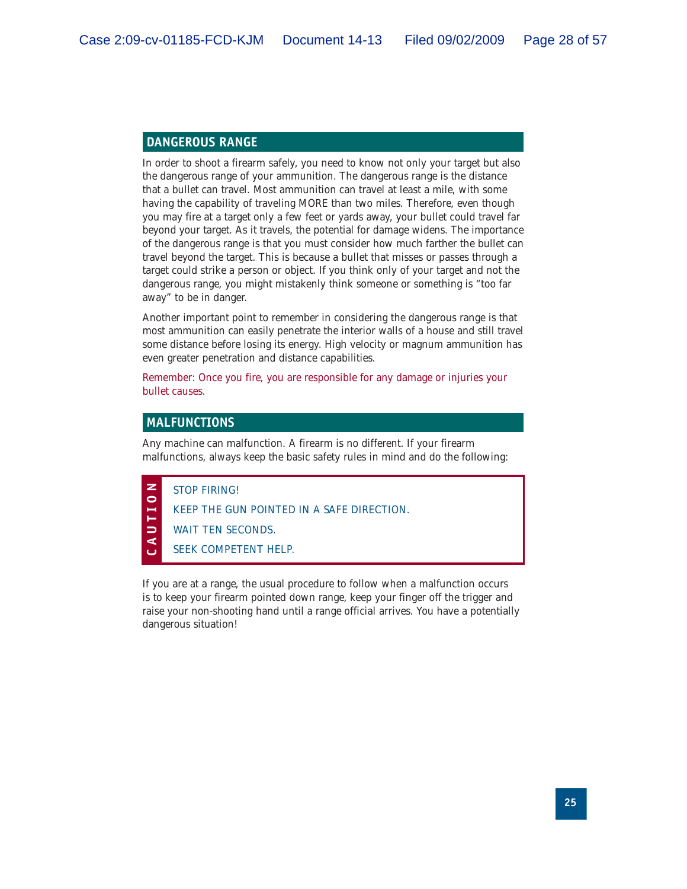## DANGEROUS RANGE

In order to shoot a firearm safely, you need to know not only your target but also the dangerous range of your ammunition. The dangerous range is the distance that a bullet can travel. Most ammunition can travel at least a mile, with some having the capability of traveling MORE than two miles. Therefore, even though you may fire at a target only a few feet or yards away, your bullet could travel far beyond your target. As it travels, the potential for damage widens. The importance of the dangerous range is that you must consider how much farther the bullet can travel beyond the target. This is because a bullet that misses or passes through a target could strike a person or object. If you think only of your target and not the dangerous range, you might mistakenly think someone or something is "too far away" to be in danger.

Another important point to remember in considering the dangerous range is that most ammunition can easily penetrate the interior walls of a house and still travel some distance before losing its energy. High velocity or magnum ammunition has even greater penetration and distance capabilities.

Remember: Once you fire, you are responsible for any damage or injuries your bullet causes.

## MALFUNCTIONS

Any machine can malfunction. A firearm is no different. If your firearm malfunctions, always keep the basic safety rules in mind and do the following:

**CAUTION**

STOP FIRING!

KEEP THE GUN POINTED IN A SAFE DIRECTION.

WAIT TEN SECONDS.

SEEK COMPETENT HELP.

If you are at a range, the usual procedure to follow when a malfunction occurs is to keep your firearm pointed down range, keep your finger off the trigger and raise your non-shooting hand until a range official arrives. You have a potentially dangerous situation!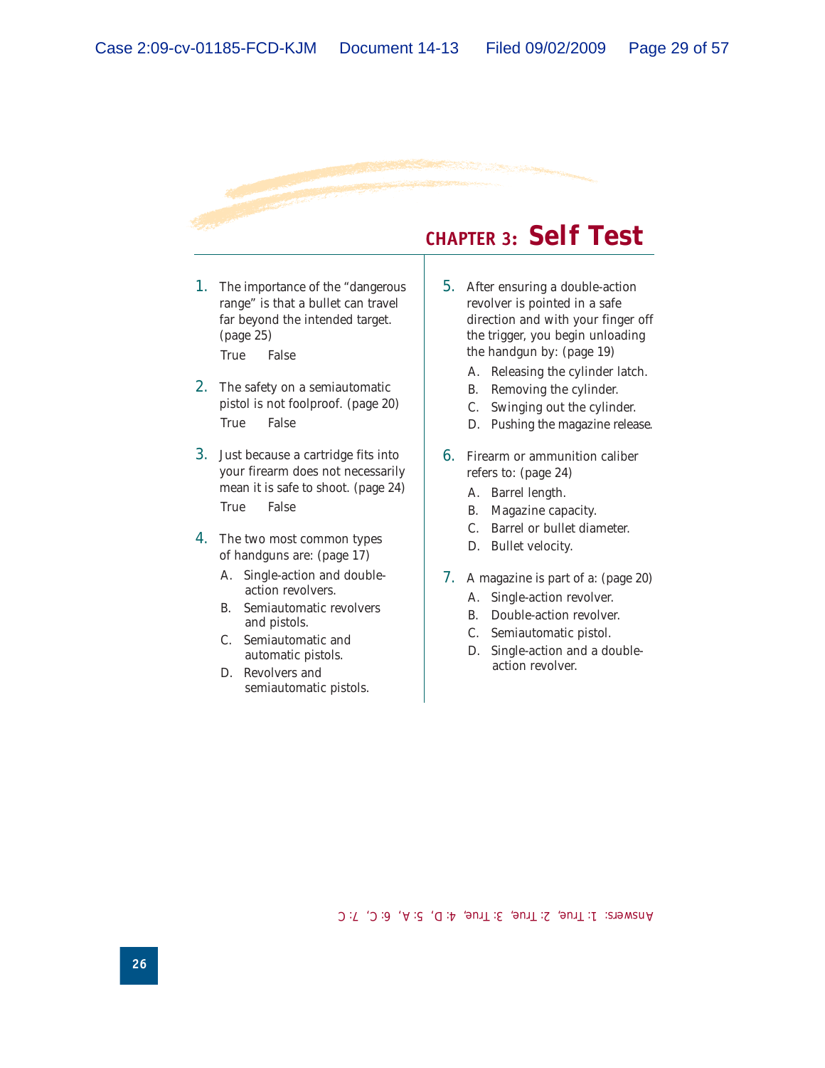## CHAPTER 3: Self Test

1. The importance of the "dangerous range" is that a bullet can travel far beyond the intended target. (page 25)

   True  False

2. The safety on a semiautomatic pistol is not foolproof. (page 20)

   True  False

3. Just because a cartridge fits into your firearm does not necessarily mean it is safe to shoot. (page 24)

   True  False

4. The two most common types of handguns are: (page 17)

   A. Single-action and double-action revolvers.
   B. Semiautomatic revolvers and pistols.
   C. Semiautomatic and automatic pistols.
   D. Revolvers and semiautomatic pistols.

5. After ensuring a double-action revolver is pointed in a safe direction and with your finger off the trigger, you begin unloading the handgun by: (page 19)

   A. Releasing the cylinder latch.
   B. Removing the cylinder.
   C. Swinging out the cylinder.
   D. Pushing the magazine release.

6. Firearm or ammunition caliber refers to: (page 24)

   A. Barrel length.
   B. Magazine capacity.
   C. Barrel or bullet diameter.
   D. Bullet velocity.

7. A magazine is part of a: (page 20)

   A. Single-action revolver.
   B. Double-action revolver.
   C. Semiautomatic pistol.
   D. Single-action and a double-action revolver.

Answers: 1: True, 2: True, 3: True, 4: D, 5: A, 6: C, 7: C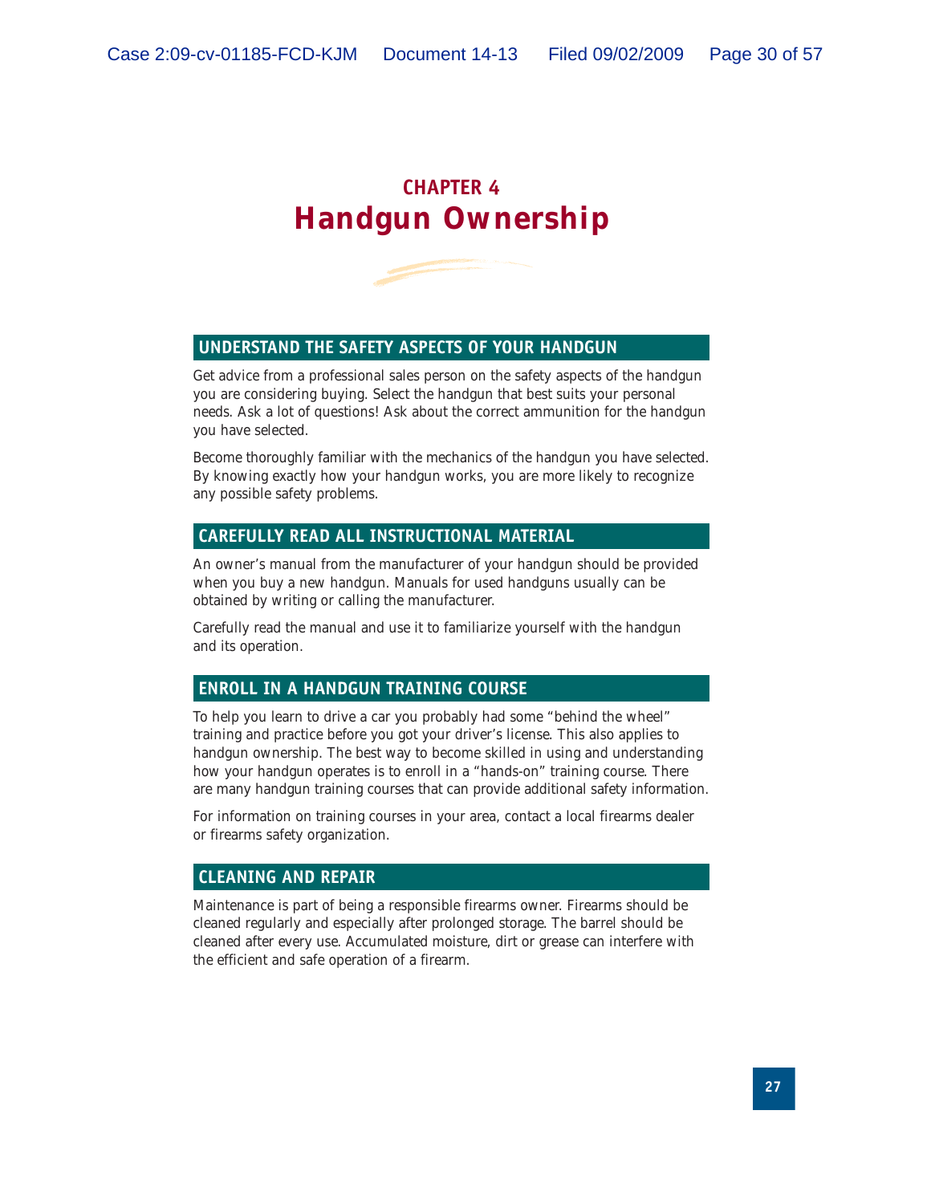# CHAPTER 4
# Handgun Ownership

## UNDERSTAND THE SAFETY ASPECTS OF YOUR HANDGUN

Get advice from a professional sales person on the safety aspects of the handgun you are considering buying. Select the handgun that best suits your personal needs. Ask a lot of questions! Ask about the correct ammunition for the handgun you have selected.

Become thoroughly familiar with the mechanics of the handgun you have selected. By knowing exactly how your handgun works, you are more likely to recognize any possible safety problems.

## CAREFULLY READ ALL INSTRUCTIONAL MATERIAL

An owner's manual from the manufacturer of your handgun should be provided when you buy a new handgun. Manuals for used handguns usually can be obtained by writing or calling the manufacturer.

Carefully read the manual and use it to familiarize yourself with the handgun and its operation.

## ENROLL IN A HANDGUN TRAINING COURSE

To help you learn to drive a car you probably had some "behind the wheel" training and practice before you got your driver's license. This also applies to handgun ownership. The best way to become skilled in using and understanding how your handgun operates is to enroll in a "hands-on" training course. There are many handgun training courses that can provide additional safety information.

For information on training courses in your area, contact a local firearms dealer or firearms safety organization.

## CLEANING AND REPAIR

Maintenance is part of being a responsible firearms owner. Firearms should be cleaned regularly and especially after prolonged storage. The barrel should be cleaned after every use. Accumulated moisture, dirt or grease can interfere with the efficient and safe operation of a firearm.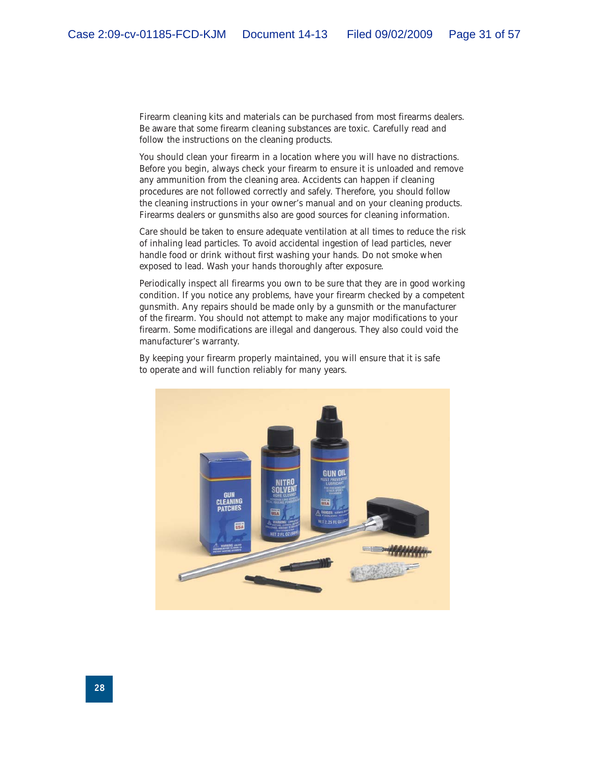Firearm cleaning kits and materials can be purchased from most firearms dealers. Be aware that some firearm cleaning substances are toxic. Carefully read and follow the instructions on the cleaning products.

You should clean your firearm in a location where you will have no distractions. Before you begin, always check your firearm to ensure it is unloaded and remove any ammunition from the cleaning area. Accidents can happen if cleaning procedures are not followed correctly and safely. Therefore, you should follow the cleaning instructions in your owner's manual and on your cleaning products. Firearms dealers or gunsmiths also are good sources for cleaning information.

Care should be taken to ensure adequate ventilation at all times to reduce the risk of inhaling lead particles. To avoid accidental ingestion of lead particles, never handle food or drink without first washing your hands. Do not smoke when exposed to lead. Wash your hands thoroughly after exposure.

Periodically inspect all firearms you own to be sure that they are in good working condition. If you notice any problems, have your firearm checked by a competent gunsmith. Any repairs should be made only by a gunsmith or the manufacturer of the firearm. You should not attempt to make any major modifications to your firearm. Some modifications are illegal and dangerous. They also could void the manufacturer's warranty.

By keeping your firearm properly maintained, you will ensure that it is safe to operate and will function reliably for many years.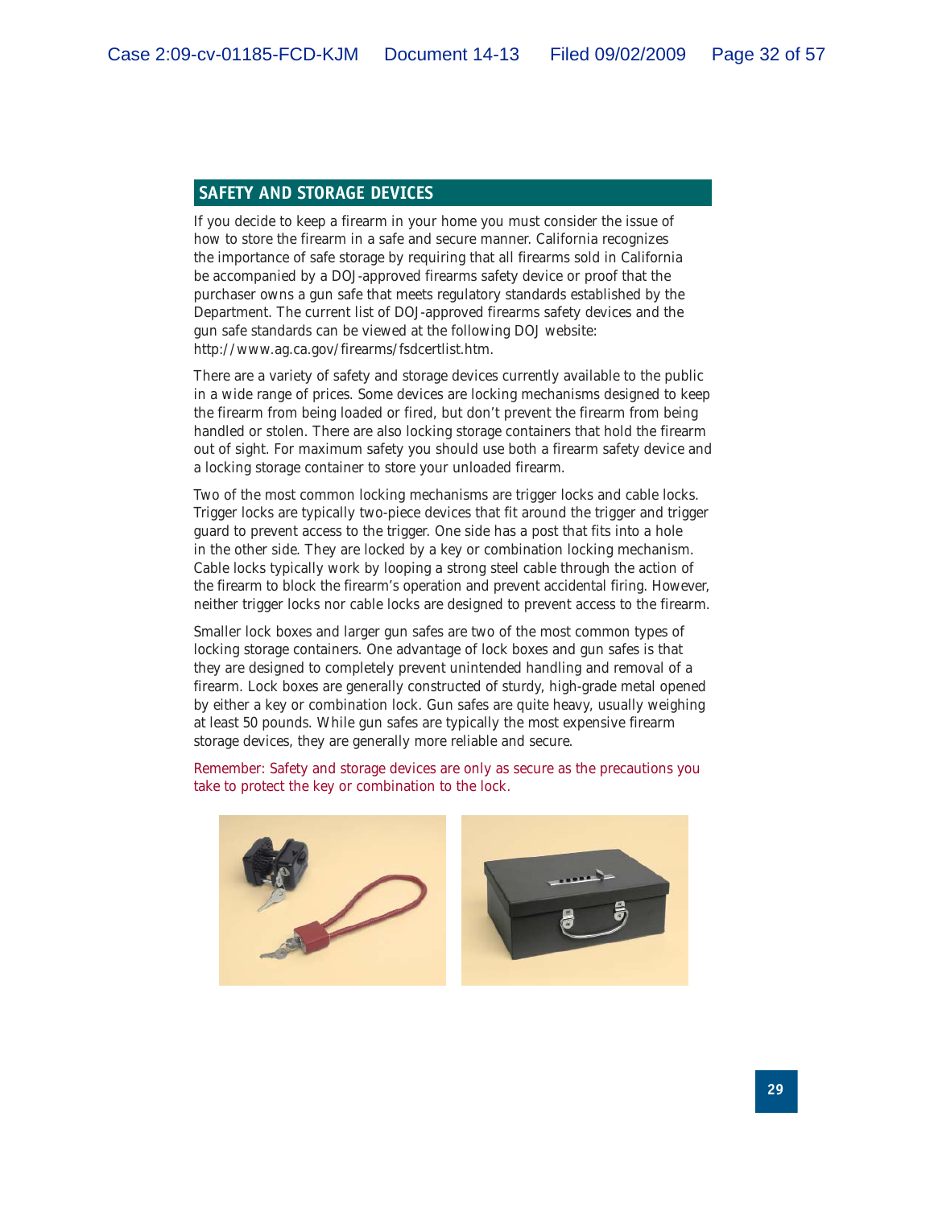## SAFETY AND STORAGE DEVICES

If you decide to keep a firearm in your home you must consider the issue of how to store the firearm in a safe and secure manner. California recognizes the importance of safe storage by requiring that all firearms sold in California be accompanied by a DOJ-approved firearms safety device or proof that the purchaser owns a gun safe that meets regulatory standards established by the Department. The current list of DOJ-approved firearms safety devices and the gun safe standards can be viewed at the following DOJ website: http://www.ag.ca.gov/firearms/fsdcertlist.htm.

There are a variety of safety and storage devices currently available to the public in a wide range of prices. Some devices are locking mechanisms designed to keep the firearm from being loaded or fired, but don't prevent the firearm from being handled or stolen. There are also locking storage containers that hold the firearm out of sight. For maximum safety you should use both a firearm safety device and a locking storage container to store your unloaded firearm.

Two of the most common locking mechanisms are trigger locks and cable locks. Trigger locks are typically two-piece devices that fit around the trigger and trigger guard to prevent access to the trigger. One side has a post that fits into a hole in the other side. They are locked by a key or combination locking mechanism. Cable locks typically work by looping a strong steel cable through the action of the firearm to block the firearm's operation and prevent accidental firing. However, neither trigger locks nor cable locks are designed to prevent access to the firearm.

Smaller lock boxes and larger gun safes are two of the most common types of locking storage containers. One advantage of lock boxes and gun safes is that they are designed to completely prevent unintended handling and removal of a firearm. Lock boxes are generally constructed of sturdy, high-grade metal opened by either a key or combination lock. Gun safes are quite heavy, usually weighing at least 50 pounds. While gun safes are typically the most expensive firearm storage devices, they are generally more reliable and secure.

Remember: Safety and storage devices are only as secure as the precautions you take to protect the key or combination to the lock.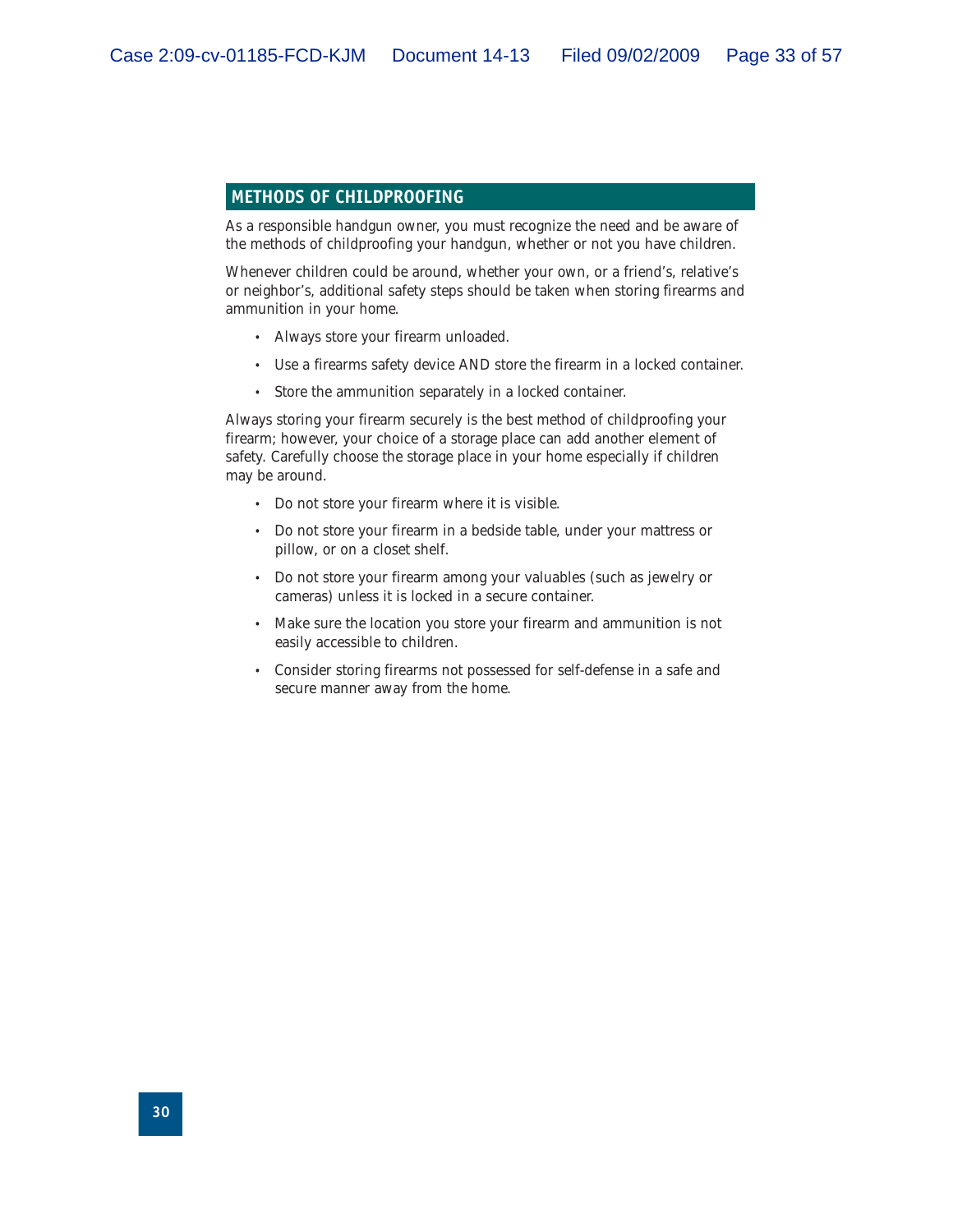## METHODS OF CHILDPROOFING

As a responsible handgun owner, you must recognize the need and be aware of the methods of childproofing your handgun, whether or not you have children.

Whenever children could be around, whether your own, or a friend's, relative's or neighbor's, additional safety steps should be taken when storing firearms and ammunition in your home.

- Always store your firearm unloaded.
- Use a firearms safety device AND store the firearm in a locked container.
- Store the ammunition separately in a locked container.

Always storing your firearm securely is the best method of childproofing your firearm; however, your choice of a storage place can add another element of safety. Carefully choose the storage place in your home especially if children may be around.

- Do not store your firearm where it is visible.
- Do not store your firearm in a bedside table, under your mattress or pillow, or on a closet shelf.
- Do not store your firearm among your valuables (such as jewelry or cameras) unless it is locked in a secure container.
- Make sure the location you store your firearm and ammunition is not easily accessible to children.
- Consider storing firearms not possessed for self-defense in a safe and secure manner away from the home.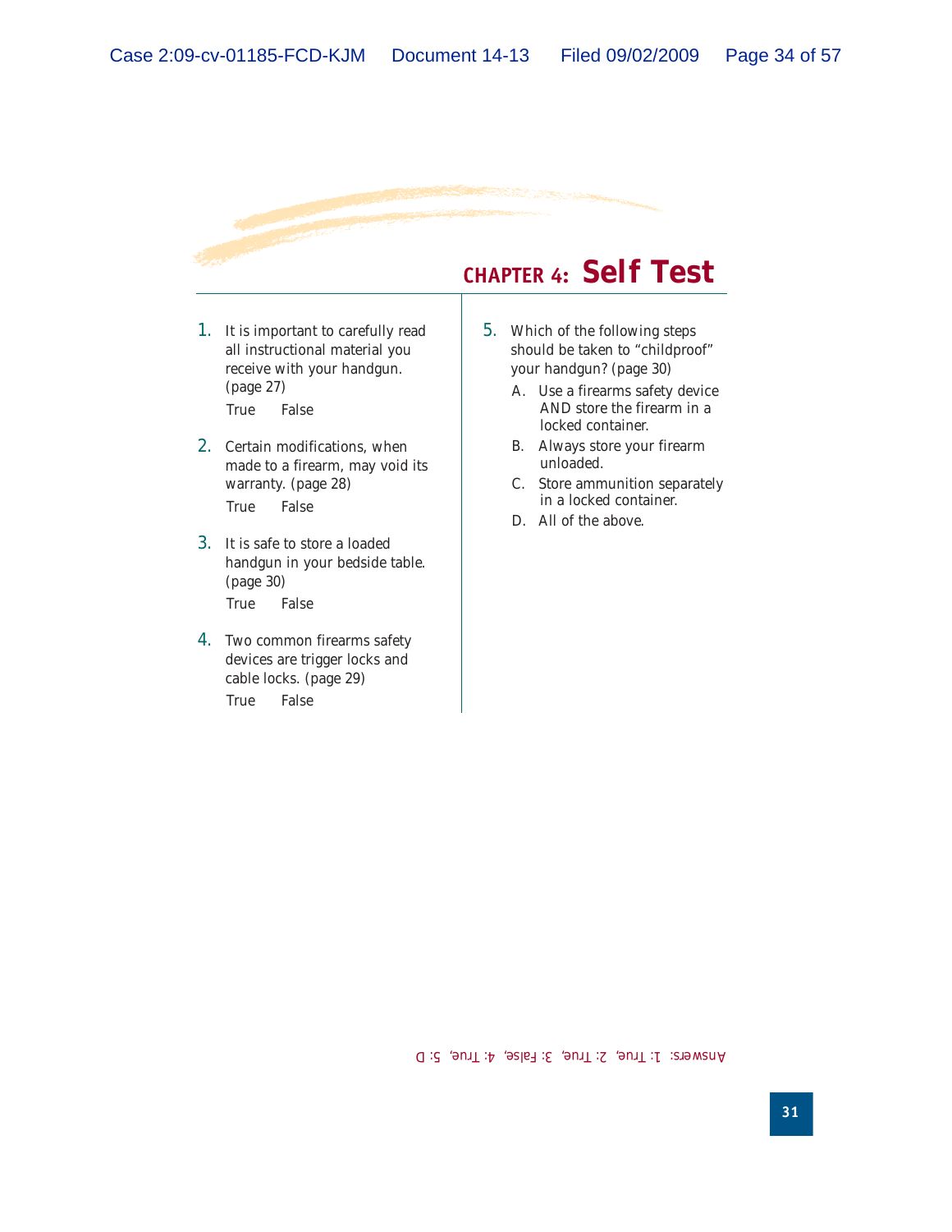# CHAPTER 4: Self Test

1. It is important to carefully read all instructional material you receive with your handgun. (page 27)

   True False

2. Certain modifications, when made to a firearm, may void its warranty. (page 28)

   True False

3. It is safe to store a loaded handgun in your bedside table. (page 30)

   True False

4. Two common firearms safety devices are trigger locks and cable locks. (page 29)

   True False

5. Which of the following steps should be taken to "childproof" your handgun? (page 30)

   A. Use a firearms safety device AND store the firearm in a locked container.

   B. Always store your firearm unloaded.

   C. Store ammunition separately in a locked container.

   D. All of the above.

Answers: 1: True, 2: True, 3: False, 4: True, 5: D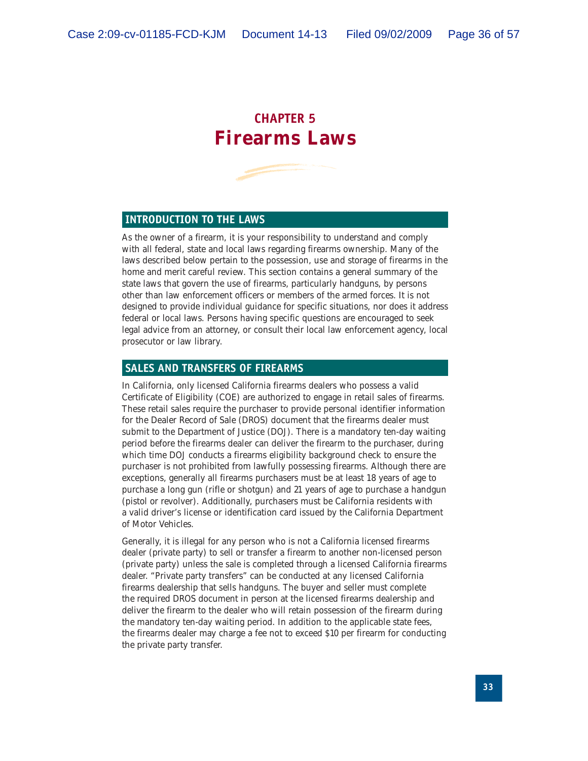# CHAPTER 5
# Firearms Laws

## INTRODUCTION TO THE LAWS

As the owner of a firearm, it is your responsibility to understand and comply with all federal, state and local laws regarding firearms ownership. Many of the laws described below pertain to the possession, use and storage of firearms in the home and merit careful review. This section contains a general summary of the state laws that govern the use of firearms, particularly handguns, by persons other than law enforcement officers or members of the armed forces. It is not designed to provide individual guidance for specific situations, nor does it address federal or local laws. Persons having specific questions are encouraged to seek legal advice from an attorney, or consult their local law enforcement agency, local prosecutor or law library.

## SALES AND TRANSFERS OF FIREARMS

In California, only licensed California firearms dealers who possess a valid Certificate of Eligibility (COE) are authorized to engage in retail sales of firearms. These retail sales require the purchaser to provide personal identifier information for the Dealer Record of Sale (DROS) document that the firearms dealer must submit to the Department of Justice (DOJ). There is a mandatory ten-day waiting period before the firearms dealer can deliver the firearm to the purchaser, during which time DOJ conducts a firearms eligibility background check to ensure the purchaser is not prohibited from lawfully possessing firearms. Although there are exceptions, generally all firearms purchasers must be at least 18 years of age to purchase a long gun (rifle or shotgun) and 21 years of age to purchase a handgun (pistol or revolver). Additionally, purchasers must be California residents with a valid driver's license or identification card issued by the California Department of Motor Vehicles.

Generally, it is illegal for any person who is not a California licensed firearms dealer (private party) to sell or transfer a firearm to another non-licensed person (private party) unless the sale is completed through a licensed California firearms dealer. "Private party transfers" can be conducted at any licensed California firearms dealership that sells handguns. The buyer and seller must complete the required DROS document in person at the licensed firearms dealership and deliver the firearm to the dealer who will retain possession of the firearm during the mandatory ten-day waiting period. In addition to the applicable state fees, the firearms dealer may charge a fee not to exceed $10 per firearm for conducting the private party transfer.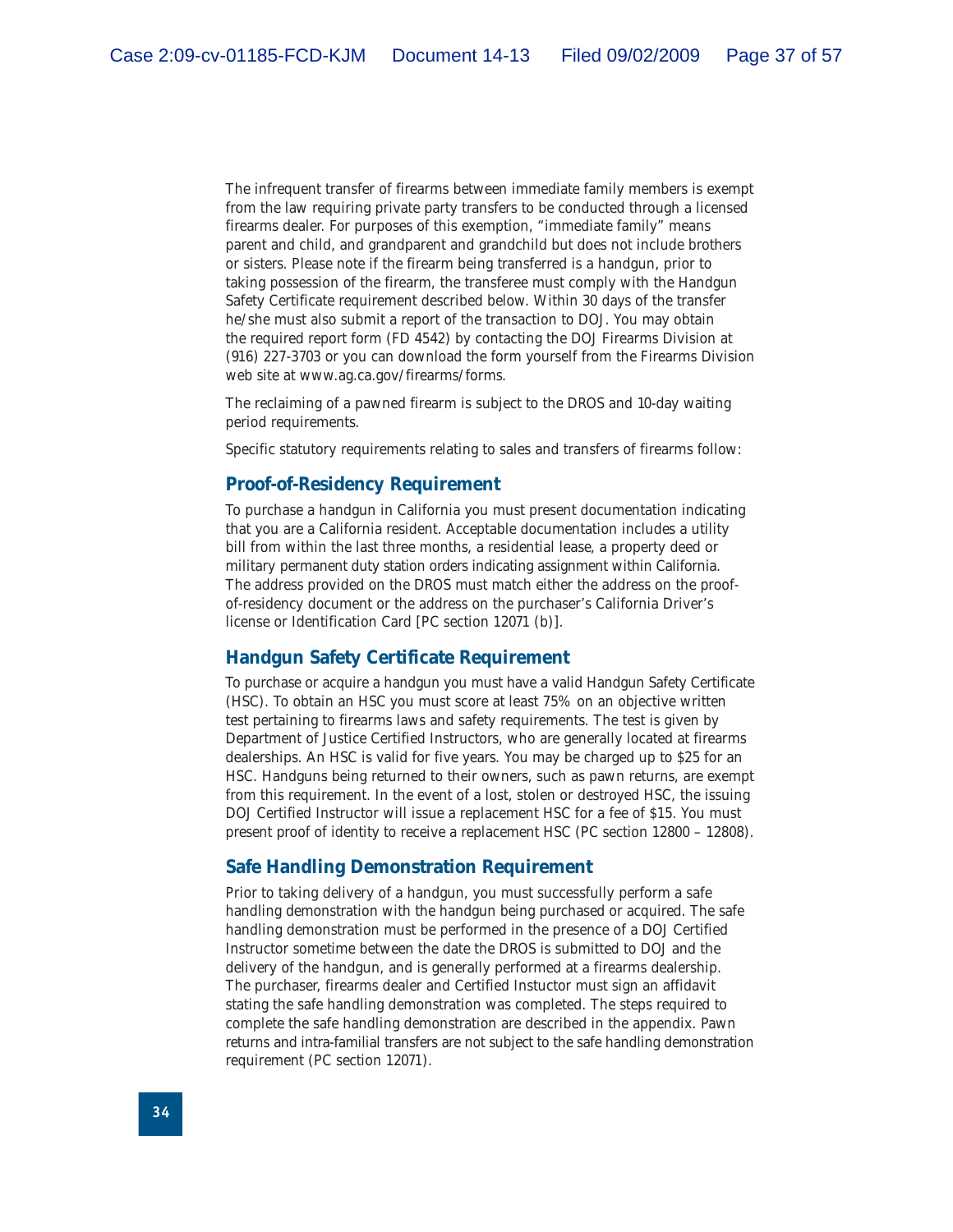The infrequent transfer of firearms between immediate family members is exempt from the law requiring private party transfers to be conducted through a licensed firearms dealer. For purposes of this exemption, "immediate family" means parent and child, and grandparent and grandchild but does not include brothers or sisters. Please note if the firearm being transferred is a handgun, prior to taking possession of the firearm, the transferee must comply with the Handgun Safety Certificate requirement described below. Within 30 days of the transfer he/she must also submit a report of the transaction to DOJ. You may obtain the required report form (FD 4542) by contacting the DOJ Firearms Division at (916) 227-3703 or you can download the form yourself from the Firearms Division web site at www.ag.ca.gov/firearms/forms.

The reclaiming of a pawned firearm is subject to the DROS and 10-day waiting period requirements.

Specific statutory requirements relating to sales and transfers of firearms follow:

## Proof-of-Residency Requirement

To purchase a handgun in California you must present documentation indicating that you are a California resident. Acceptable documentation includes a utility bill from within the last three months, a residential lease, a property deed or military permanent duty station orders indicating assignment within California. The address provided on the DROS must match either the address on the proof-of-residency document or the address on the purchaser's California Driver's license or Identification Card [PC section 12071 (b)].

## Handgun Safety Certificate Requirement

To purchase or acquire a handgun you must have a valid Handgun Safety Certificate (HSC). To obtain an HSC you must score at least 75% on an objective written test pertaining to firearms laws and safety requirements. The test is given by Department of Justice Certified Instructors, who are generally located at firearms dealerships. An HSC is valid for five years. You may be charged up to $25 for an HSC. Handguns being returned to their owners, such as pawn returns, are exempt from this requirement. In the event of a lost, stolen or destroyed HSC, the issuing DOJ Certified Instructor will issue a replacement HSC for a fee of $15. You must present proof of identity to receive a replacement HSC (PC section 12800 – 12808).

## Safe Handling Demonstration Requirement

Prior to taking delivery of a handgun, you must successfully perform a safe handling demonstration with the handgun being purchased or acquired. The safe handling demonstration must be performed in the presence of a DOJ Certified Instructor sometime between the date the DROS is submitted to DOJ and the delivery of the handgun, and is generally performed at a firearms dealership. The purchaser, firearms dealer and Certified Instuctor must sign an affidavit stating the safe handling demonstration was completed. The steps required to complete the safe handling demonstration are described in the appendix. Pawn returns and intra-familial transfers are not subject to the safe handling demonstration requirement (PC section 12071).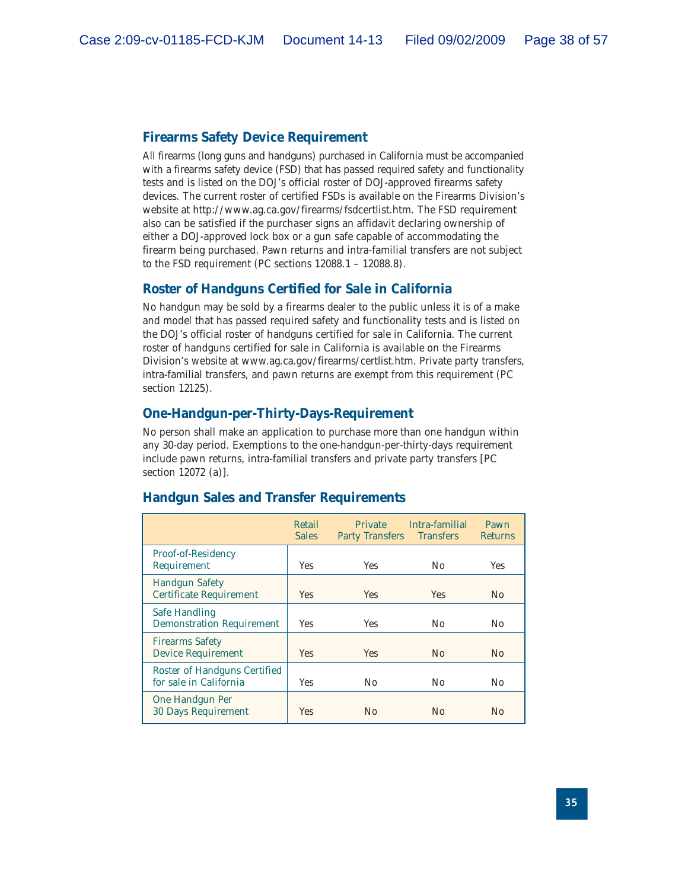## Firearms Safety Device Requirement

All firearms (long guns and handguns) purchased in California must be accompanied with a firearms safety device (FSD) that has passed required safety and functionality tests and is listed on the DOJ's official roster of DOJ-approved firearms safety devices. The current roster of certified FSDs is available on the Firearms Division's website at http://www.ag.ca.gov/firearms/fsdcertlist.htm. The FSD requirement also can be satisfied if the purchaser signs an affidavit declaring ownership of either a DOJ-approved lock box or a gun safe capable of accommodating the firearm being purchased. Pawn returns and intra-familial transfers are not subject to the FSD requirement (PC sections 12088.1 – 12088.8).

## Roster of Handguns Certified for Sale in California

No handgun may be sold by a firearms dealer to the public unless it is of a make and model that has passed required safety and functionality tests and is listed on the DOJ's official roster of handguns certified for sale in California. The current roster of handguns certified for sale in California is available on the Firearms Division's website at www.ag.ca.gov/firearms/certlist.htm. Private party transfers, intra-familial transfers, and pawn returns are exempt from this requirement (PC section 12125).

## One-Handgun-per-Thirty-Days-Requirement

No person shall make an application to purchase more than one handgun within any 30-day period. Exemptions to the one-handgun-per-thirty-days requirement include pawn returns, intra-familial transfers and private party transfers [PC section 12072 (a)].

## Handgun Sales and Transfer Requirements

| | Retail Sales | Private Party Transfers | Intra-familial Transfers | Pawn Returns |
|---|---|---|---|---|
| Proof-of-Residency Requirement | Yes | Yes | No | Yes |
| Handgun Safety Certificate Requirement | Yes | Yes | Yes | No |
| Safe Handling Demonstration Requirement | Yes | Yes | No | No |
| Firearms Safety Device Requirement | Yes | Yes | No | No |
| Roster of Handguns Certified for sale in California | Yes | No | No | No |
| One Handgun Per 30 Days Requirement | Yes | No | No | No |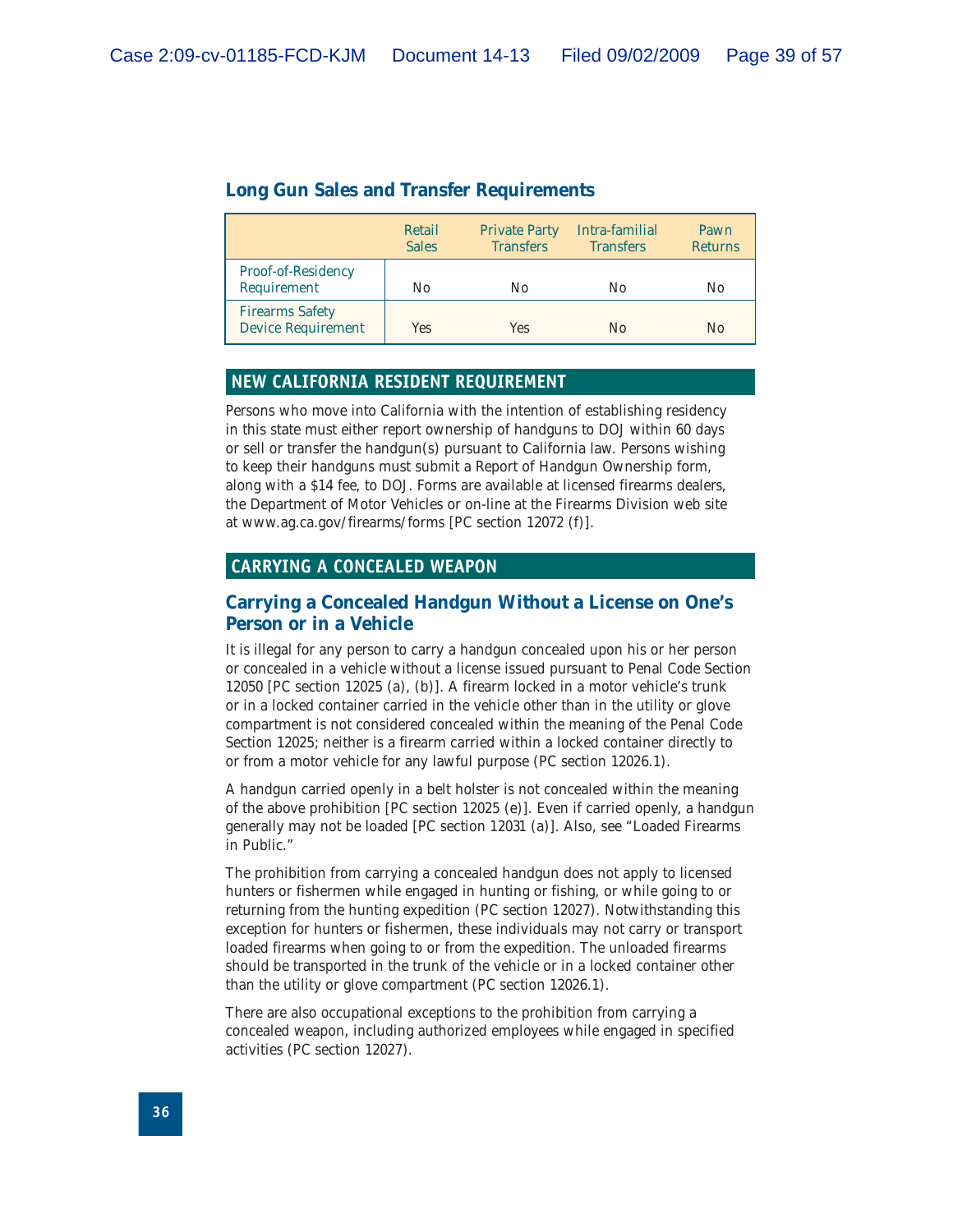### Long Gun Sales and Transfer Requirements

| | Retail Sales | Private Party Transfers | Intra-familial Transfers | Pawn Returns |
|---|---|---|---|---|
| Proof-of-Residency Requirement | No | No | No | No |
| Firearms Safety Device Requirement | Yes | Yes | No | No |

## NEW CALIFORNIA RESIDENT REQUIREMENT

Persons who move into California with the intention of establishing residency in this state must either report ownership of handguns to DOJ within 60 days or sell or transfer the handgun(s) pursuant to California law. Persons wishing to keep their handguns must submit a Report of Handgun Ownership form, along with a $14 fee, to DOJ. Forms are available at licensed firearms dealers, the Department of Motor Vehicles or on-line at the Firearms Division web site at www.ag.ca.gov/firearms/forms [PC section 12072 (f)].

## CARRYING A CONCEALED WEAPON

### Carrying a Concealed Handgun Without a License on One's Person or in a Vehicle

It is illegal for any person to carry a handgun concealed upon his or her person or concealed in a vehicle without a license issued pursuant to Penal Code Section 12050 [PC section 12025 (a), (b)]. A firearm locked in a motor vehicle's trunk or in a locked container carried in the vehicle other than in the utility or glove compartment is not considered concealed within the meaning of the Penal Code Section 12025; neither is a firearm carried within a locked container directly to or from a motor vehicle for any lawful purpose (PC section 12026.1).

A handgun carried openly in a belt holster is not concealed within the meaning of the above prohibition [PC section 12025 (e)]. Even if carried openly, a handgun generally may not be loaded [PC section 12031 (a)]. Also, see "Loaded Firearms in Public."

The prohibition from carrying a concealed handgun does not apply to licensed hunters or fishermen while engaged in hunting or fishing, or while going to or returning from the hunting expedition (PC section 12027). Notwithstanding this exception for hunters or fishermen, these individuals may not carry or transport loaded firearms when going to or from the expedition. The unloaded firearms should be transported in the trunk of the vehicle or in a locked container other than the utility or glove compartment (PC section 12026.1).

There are also occupational exceptions to the prohibition from carrying a concealed weapon, including authorized employees while engaged in specified activities (PC section 12027).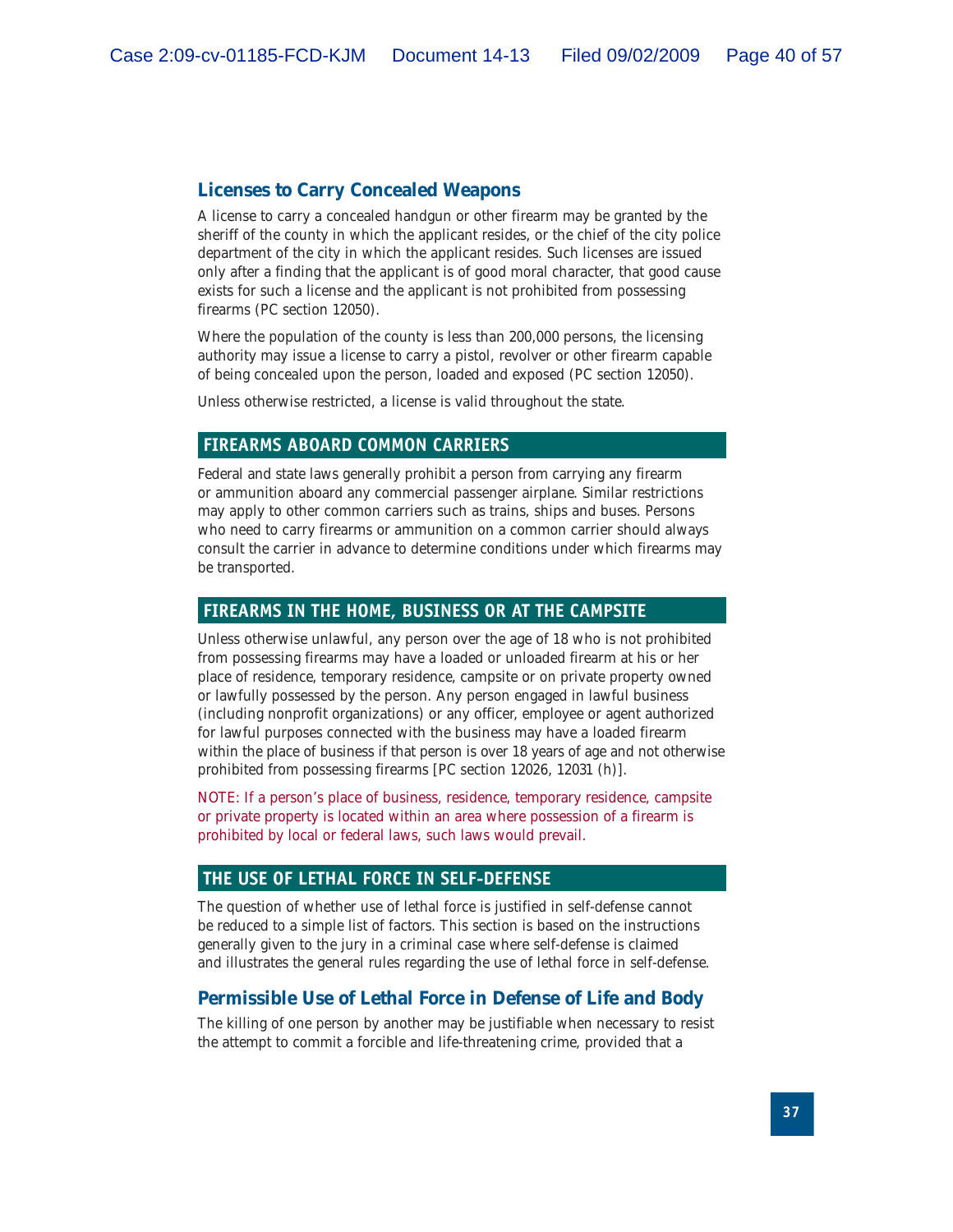### Licenses to Carry Concealed Weapons

A license to carry a concealed handgun or other firearm may be granted by the sheriff of the county in which the applicant resides, or the chief of the city police department of the city in which the applicant resides. Such licenses are issued only after a finding that the applicant is of good moral character, that good cause exists for such a license and the applicant is not prohibited from possessing firearms (PC section 12050).

Where the population of the county is less than 200,000 persons, the licensing authority may issue a license to carry a pistol, revolver or other firearm capable of being concealed upon the person, loaded and exposed (PC section 12050).

Unless otherwise restricted, a license is valid throughout the state.

## FIREARMS ABOARD COMMON CARRIERS

Federal and state laws generally prohibit a person from carrying any firearm or ammunition aboard any commercial passenger airplane. Similar restrictions may apply to other common carriers such as trains, ships and buses. Persons who need to carry firearms or ammunition on a common carrier should always consult the carrier in advance to determine conditions under which firearms may be transported.

## FIREARMS IN THE HOME, BUSINESS OR AT THE CAMPSITE

Unless otherwise unlawful, any person over the age of 18 who is not prohibited from possessing firearms may have a loaded or unloaded firearm at his or her place of residence, temporary residence, campsite or on private property owned or lawfully possessed by the person. Any person engaged in lawful business (including nonprofit organizations) or any officer, employee or agent authorized for lawful purposes connected with the business may have a loaded firearm within the place of business if that person is over 18 years of age and not otherwise prohibited from possessing firearms [PC section 12026, 12031 (h)].

NOTE: If a person's place of business, residence, temporary residence, campsite or private property is located within an area where possession of a firearm is prohibited by local or federal laws, such laws would prevail.

## THE USE OF LETHAL FORCE IN SELF-DEFENSE

The question of whether use of lethal force is justified in self-defense cannot be reduced to a simple list of factors. This section is based on the instructions generally given to the jury in a criminal case where self-defense is claimed and illustrates the general rules regarding the use of lethal force in self-defense.

### Permissible Use of Lethal Force in Defense of Life and Body

The killing of one person by another may be justifiable when necessary to resist the attempt to commit a forcible and life-threatening crime, provided that a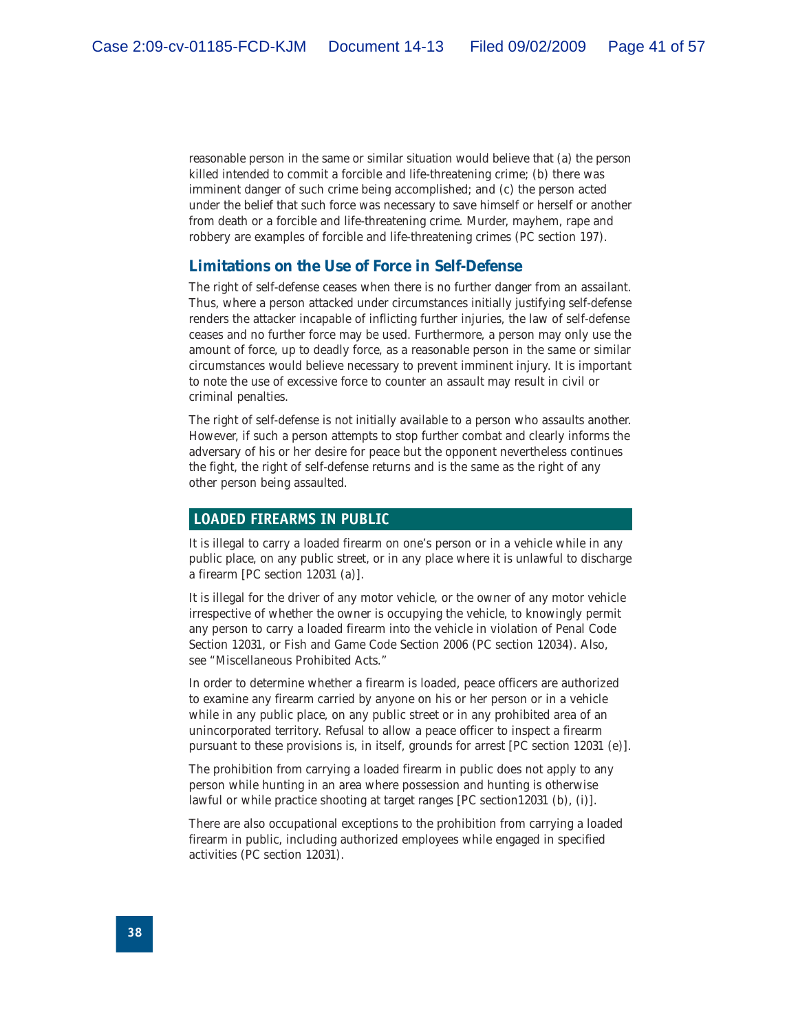reasonable person in the same or similar situation would believe that (a) the person killed intended to commit a forcible and life-threatening crime; (b) there was imminent danger of such crime being accomplished; and (c) the person acted under the belief that such force was necessary to save himself or herself or another from death or a forcible and life-threatening crime. Murder, mayhem, rape and robbery are examples of forcible and life-threatening crimes (PC section 197).

### Limitations on the Use of Force in Self-Defense

The right of self-defense ceases when there is no further danger from an assailant. Thus, where a person attacked under circumstances initially justifying self-defense renders the attacker incapable of inflicting further injuries, the law of self-defense ceases and no further force may be used. Furthermore, a person may only use the amount of force, up to deadly force, as a reasonable person in the same or similar circumstances would believe necessary to prevent imminent injury. It is important to note the use of excessive force to counter an assault may result in civil or criminal penalties.

The right of self-defense is not initially available to a person who assaults another. However, if such a person attempts to stop further combat and clearly informs the adversary of his or her desire for peace but the opponent nevertheless continues the fight, the right of self-defense returns and is the same as the right of any other person being assaulted.

## LOADED FIREARMS IN PUBLIC

It is illegal to carry a loaded firearm on one's person or in a vehicle while in any public place, on any public street, or in any place where it is unlawful to discharge a firearm [PC section 12031 (a)].

It is illegal for the driver of any motor vehicle, or the owner of any motor vehicle irrespective of whether the owner is occupying the vehicle, to knowingly permit any person to carry a loaded firearm into the vehicle in violation of Penal Code Section 12031, or Fish and Game Code Section 2006 (PC section 12034). Also, see "Miscellaneous Prohibited Acts."

In order to determine whether a firearm is loaded, peace officers are authorized to examine any firearm carried by anyone on his or her person or in a vehicle while in any public place, on any public street or in any prohibited area of an unincorporated territory. Refusal to allow a peace officer to inspect a firearm pursuant to these provisions is, in itself, grounds for arrest [PC section 12031 (e)].

The prohibition from carrying a loaded firearm in public does not apply to any person while hunting in an area where possession and hunting is otherwise lawful or while practice shooting at target ranges [PC section12031 (b), (i)].

There are also occupational exceptions to the prohibition from carrying a loaded firearm in public, including authorized employees while engaged in specified activities (PC section 12031).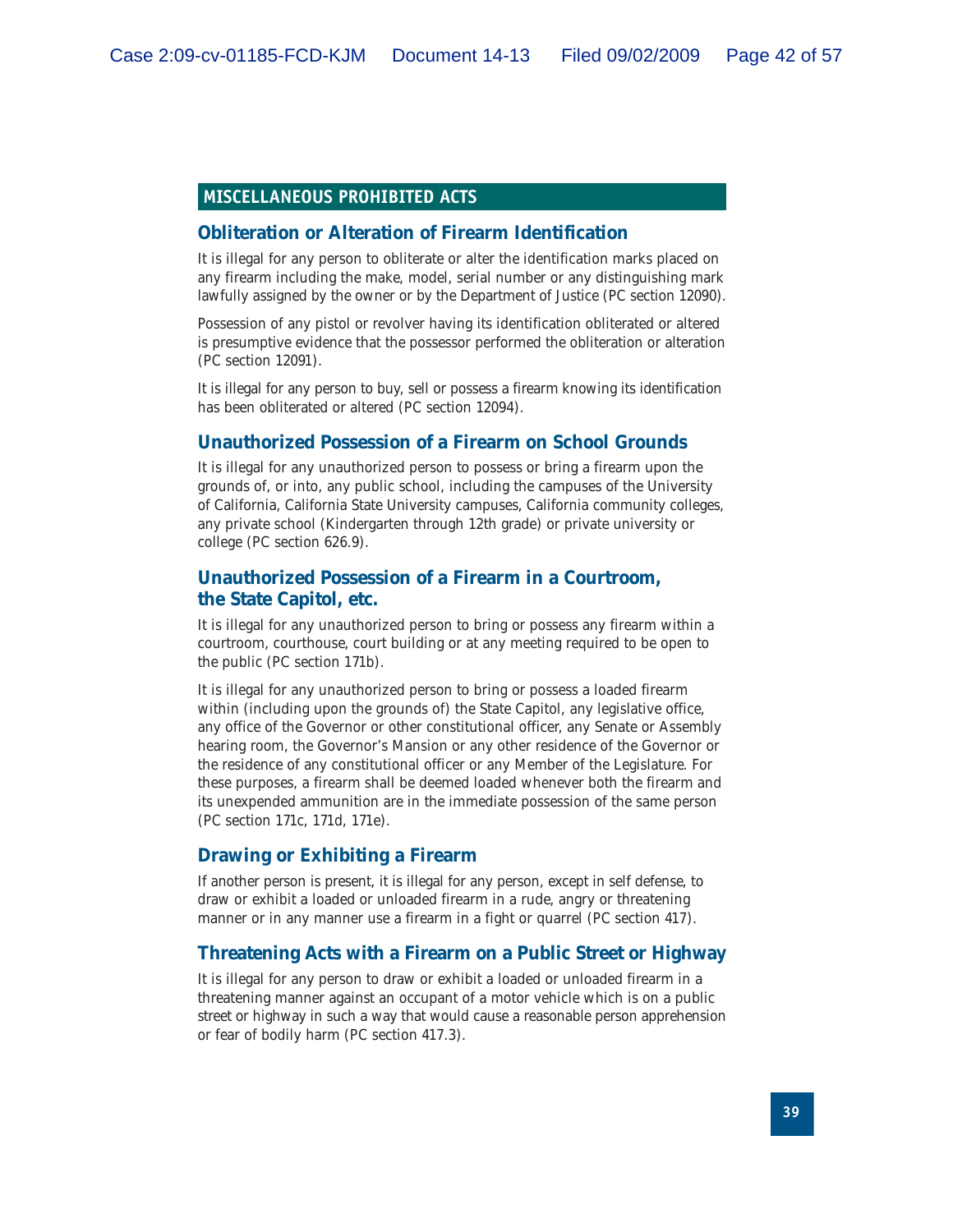## MISCELLANEOUS PROHIBITED ACTS

### Obliteration or Alteration of Firearm Identification

It is illegal for any person to obliterate or alter the identification marks placed on any firearm including the make, model, serial number or any distinguishing mark lawfully assigned by the owner or by the Department of Justice (PC section 12090).

Possession of any pistol or revolver having its identification obliterated or altered is presumptive evidence that the possessor performed the obliteration or alteration (PC section 12091).

It is illegal for any person to buy, sell or possess a firearm knowing its identification has been obliterated or altered (PC section 12094).

### Unauthorized Possession of a Firearm on School Grounds

It is illegal for any unauthorized person to possess or bring a firearm upon the grounds of, or into, any public school, including the campuses of the University of California, California State University campuses, California community colleges, any private school (Kindergarten through 12th grade) or private university or college (PC section 626.9).

### Unauthorized Possession of a Firearm in a Courtroom, the State Capitol, etc.

It is illegal for any unauthorized person to bring or possess any firearm within a courtroom, courthouse, court building or at any meeting required to be open to the public (PC section 171b).

It is illegal for any unauthorized person to bring or possess a loaded firearm within (including upon the grounds of) the State Capitol, any legislative office, any office of the Governor or other constitutional officer, any Senate or Assembly hearing room, the Governor's Mansion or any other residence of the Governor or the residence of any constitutional officer or any Member of the Legislature. For these purposes, a firearm shall be deemed loaded whenever both the firearm and its unexpended ammunition are in the immediate possession of the same person (PC section 171c, 171d, 171e).

### Drawing or Exhibiting a Firearm

If another person is present, it is illegal for any person, except in self defense, to draw or exhibit a loaded or unloaded firearm in a rude, angry or threatening manner or in any manner use a firearm in a fight or quarrel (PC section 417).

### Threatening Acts with a Firearm on a Public Street or Highway

It is illegal for any person to draw or exhibit a loaded or unloaded firearm in a threatening manner against an occupant of a motor vehicle which is on a public street or highway in such a way that would cause a reasonable person apprehension or fear of bodily harm (PC section 417.3).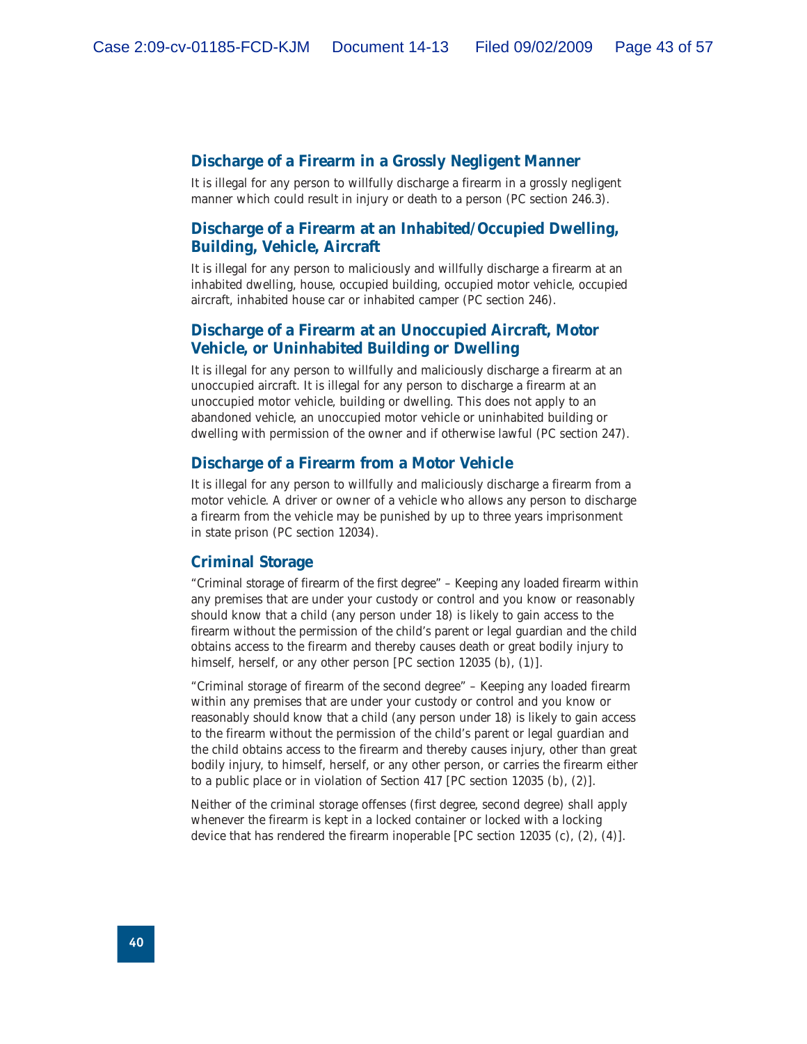### Discharge of a Firearm in a Grossly Negligent Manner

It is illegal for any person to willfully discharge a firearm in a grossly negligent manner which could result in injury or death to a person (PC section 246.3).

### Discharge of a Firearm at an Inhabited/Occupied Dwelling, Building, Vehicle, Aircraft

It is illegal for any person to maliciously and willfully discharge a firearm at an inhabited dwelling, house, occupied building, occupied motor vehicle, occupied aircraft, inhabited house car or inhabited camper (PC section 246).

### Discharge of a Firearm at an Unoccupied Aircraft, Motor Vehicle, or Uninhabited Building or Dwelling

It is illegal for any person to willfully and maliciously discharge a firearm at an unoccupied aircraft. It is illegal for any person to discharge a firearm at an unoccupied motor vehicle, building or dwelling. This does not apply to an abandoned vehicle, an unoccupied motor vehicle or uninhabited building or dwelling with permission of the owner and if otherwise lawful (PC section 247).

### Discharge of a Firearm from a Motor Vehicle

It is illegal for any person to willfully and maliciously discharge a firearm from a motor vehicle. A driver or owner of a vehicle who allows any person to discharge a firearm from the vehicle may be punished by up to three years imprisonment in state prison (PC section 12034).

### Criminal Storage

"Criminal storage of firearm of the first degree" – Keeping any loaded firearm within any premises that are under your custody or control and you know or reasonably should know that a child (any person under 18) is likely to gain access to the firearm without the permission of the child's parent or legal guardian and the child obtains access to the firearm and thereby causes death or great bodily injury to himself, herself, or any other person [PC section 12035 (b), (1)].

"Criminal storage of firearm of the second degree" – Keeping any loaded firearm within any premises that are under your custody or control and you know or reasonably should know that a child (any person under 18) is likely to gain access to the firearm without the permission of the child's parent or legal guardian and the child obtains access to the firearm and thereby causes injury, other than great bodily injury, to himself, herself, or any other person, or carries the firearm either to a public place or in violation of Section 417 [PC section 12035 (b), (2)].

Neither of the criminal storage offenses (first degree, second degree) shall apply whenever the firearm is kept in a locked container or locked with a locking device that has rendered the firearm inoperable [PC section 12035 (c), (2), (4)].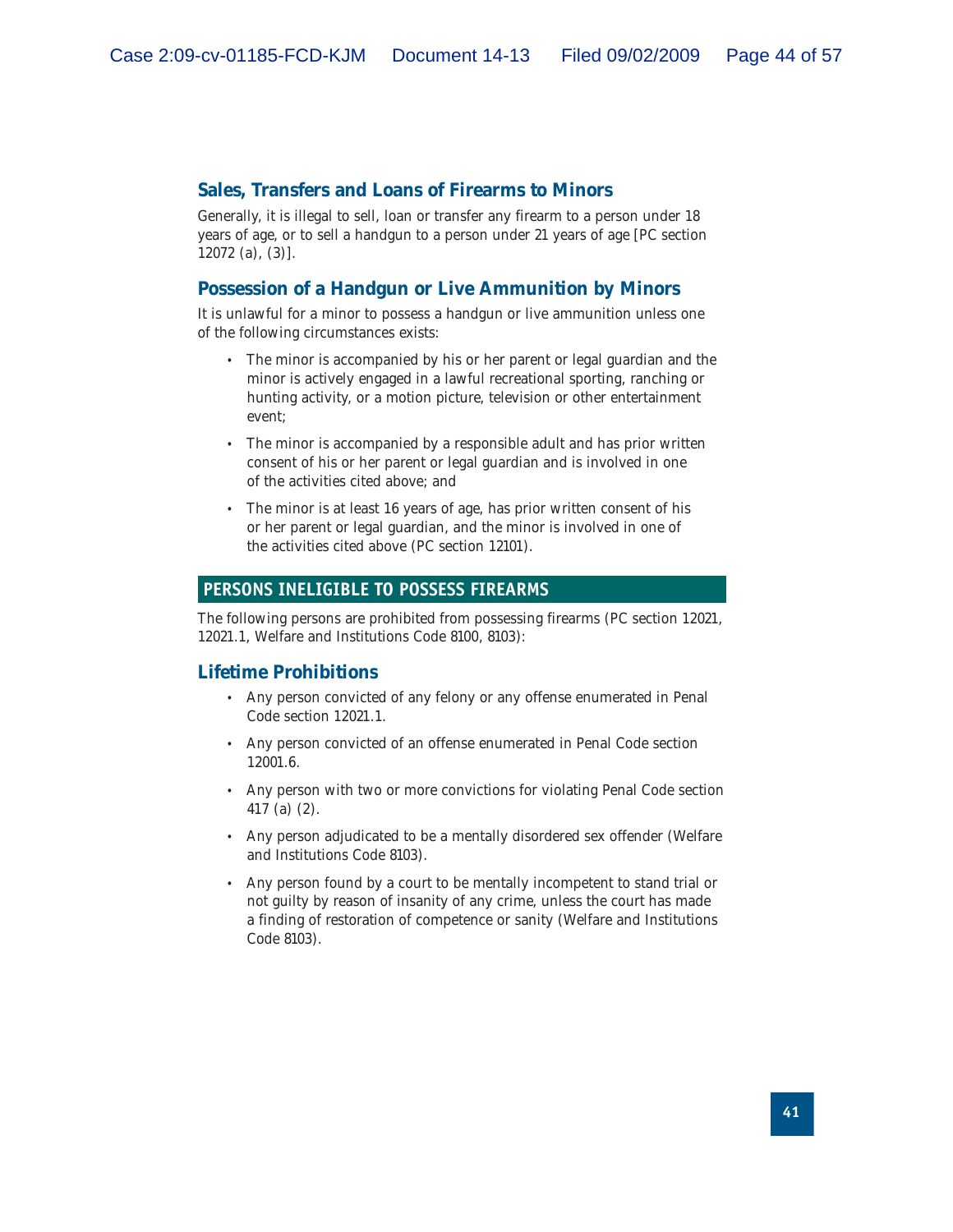## Sales, Transfers and Loans of Firearms to Minors

Generally, it is illegal to sell, loan or transfer any firearm to a person under 18 years of age, or to sell a handgun to a person under 21 years of age [PC section 12072 (a), (3)].

## Possession of a Handgun or Live Ammunition by Minors

It is unlawful for a minor to possess a handgun or live ammunition unless one of the following circumstances exists:

- The minor is accompanied by his or her parent or legal guardian and the minor is actively engaged in a lawful recreational sporting, ranching or hunting activity, or a motion picture, television or other entertainment event;
- The minor is accompanied by a responsible adult and has prior written consent of his or her parent or legal guardian and is involved in one of the activities cited above; and
- The minor is at least 16 years of age, has prior written consent of his or her parent or legal guardian, and the minor is involved in one of the activities cited above (PC section 12101).

# PERSONS INELIGIBLE TO POSSESS FIREARMS

The following persons are prohibited from possessing firearms (PC section 12021, 12021.1, Welfare and Institutions Code 8100, 8103):

## Lifetime Prohibitions

- Any person convicted of any felony or any offense enumerated in Penal Code section 12021.1.
- Any person convicted of an offense enumerated in Penal Code section 12001.6.
- Any person with two or more convictions for violating Penal Code section 417 (a) (2).
- Any person adjudicated to be a mentally disordered sex offender (Welfare and Institutions Code 8103).
- Any person found by a court to be mentally incompetent to stand trial or not guilty by reason of insanity of any crime, unless the court has made a finding of restoration of competence or sanity (Welfare and Institutions Code 8103).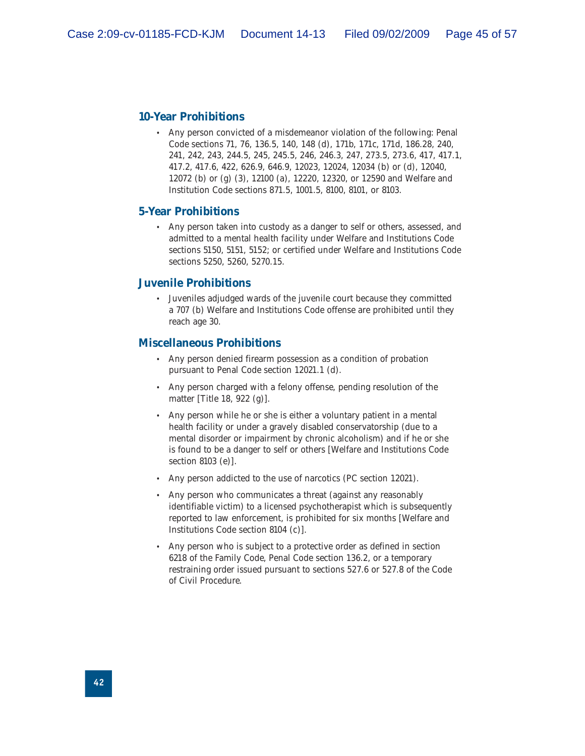## 10-Year Prohibitions

- Any person convicted of a misdemeanor violation of the following: Penal Code sections 71, 76, 136.5, 140, 148 (d), 171b, 171c, 171d, 186.28, 240, 241, 242, 243, 244.5, 245, 245.5, 246, 246.3, 247, 273.5, 273.6, 417, 417.1, 417.2, 417.6, 422, 626.9, 646.9, 12023, 12024, 12034 (b) or (d), 12040, 12072 (b) or (g) (3), 12100 (a), 12220, 12320, or 12590 and Welfare and Institution Code sections 871.5, 1001.5, 8100, 8101, or 8103.

## 5-Year Prohibitions

- Any person taken into custody as a danger to self or others, assessed, and admitted to a mental health facility under Welfare and Institutions Code sections 5150, 5151, 5152; or certified under Welfare and Institutions Code sections 5250, 5260, 5270.15.

## Juvenile Prohibitions

- Juveniles adjudged wards of the juvenile court because they committed a 707 (b) Welfare and Institutions Code offense are prohibited until they reach age 30.

## Miscellaneous Prohibitions

- Any person denied firearm possession as a condition of probation pursuant to Penal Code section 12021.1 (d).
- Any person charged with a felony offense, pending resolution of the matter [Title 18, 922 (g)].
- Any person while he or she is either a voluntary patient in a mental health facility or under a gravely disabled conservatorship (due to a mental disorder or impairment by chronic alcoholism) and if he or she is found to be a danger to self or others [Welfare and Institutions Code section 8103 (e)].
- Any person addicted to the use of narcotics (PC section 12021).
- Any person who communicates a threat (against any reasonably identifiable victim) to a licensed psychotherapist which is subsequently reported to law enforcement, is prohibited for six months [Welfare and Institutions Code section 8104 (c)].
- Any person who is subject to a protective order as defined in section 6218 of the Family Code, Penal Code section 136.2, or a temporary restraining order issued pursuant to sections 527.6 or 527.8 of the Code of Civil Procedure.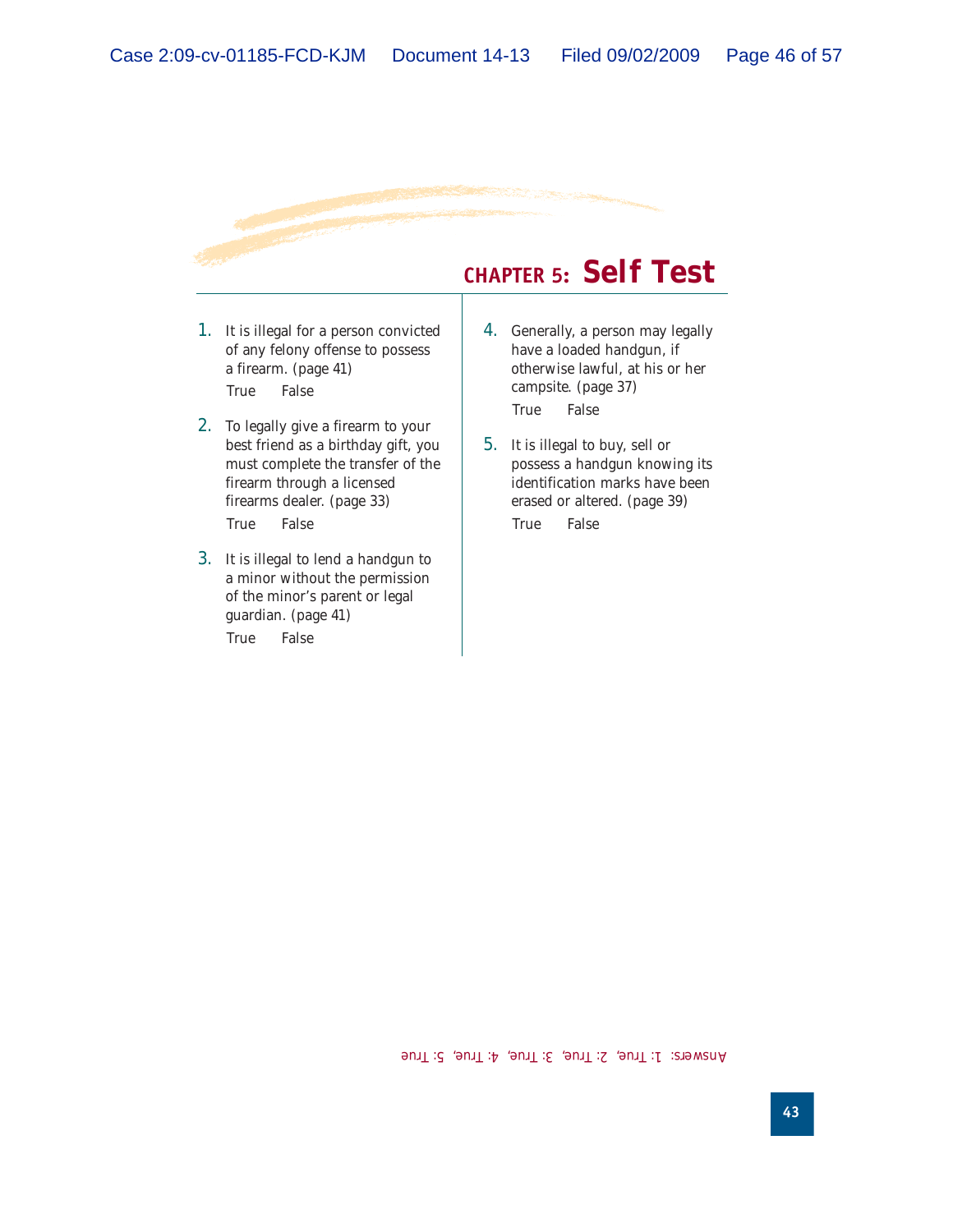## CHAPTER 5: Self Test

1. It is illegal for a person convicted of any felony offense to possess a firearm. (page 41)

   True False

2. To legally give a firearm to your best friend as a birthday gift, you must complete the transfer of the firearm through a licensed firearms dealer. (page 33)

   True False

3. It is illegal to lend a handgun to a minor without the permission of the minor's parent or legal guardian. (page 41)

   True False

4. Generally, a person may legally have a loaded handgun, if otherwise lawful, at his or her campsite. (page 37)

   True False

5. It is illegal to buy, sell or possess a handgun knowing its identification marks have been erased or altered. (page 39)

   True False

Answers: 1: True, 2: True, 3: True, 4: True, 5: True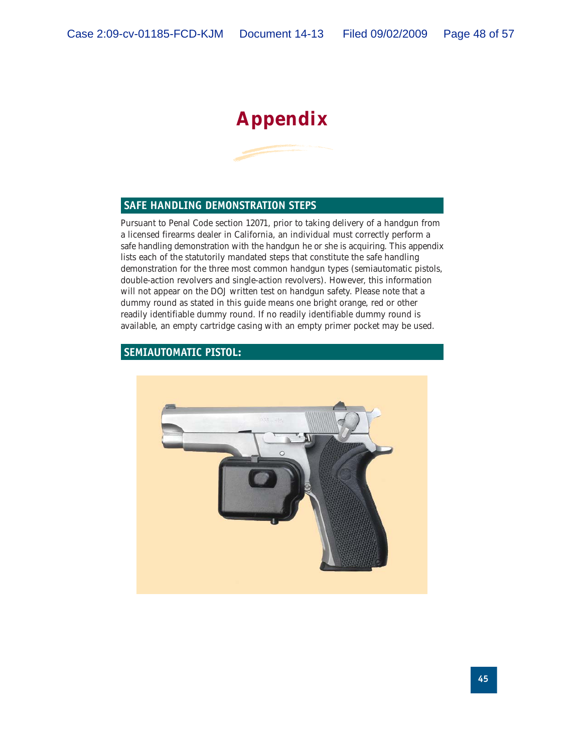# Appendix

## SAFE HANDLING DEMONSTRATION STEPS

Pursuant to Penal Code section 12071, prior to taking delivery of a handgun from a licensed firearms dealer in California, an individual must correctly perform a safe handling demonstration with the handgun he or she is acquiring. This appendix lists each of the statutorily mandated steps that constitute the safe handling demonstration for the three most common handgun types (semiautomatic pistols, double-action revolvers and single-action revolvers). However, this information will not appear on the DOJ written test on handgun safety. Please note that a dummy round as stated in this guide means one bright orange, red or other readily identifiable dummy round. If no readily identifiable dummy round is available, an empty cartridge casing with an empty primer pocket may be used.

## SEMIAUTOMATIC PISTOL: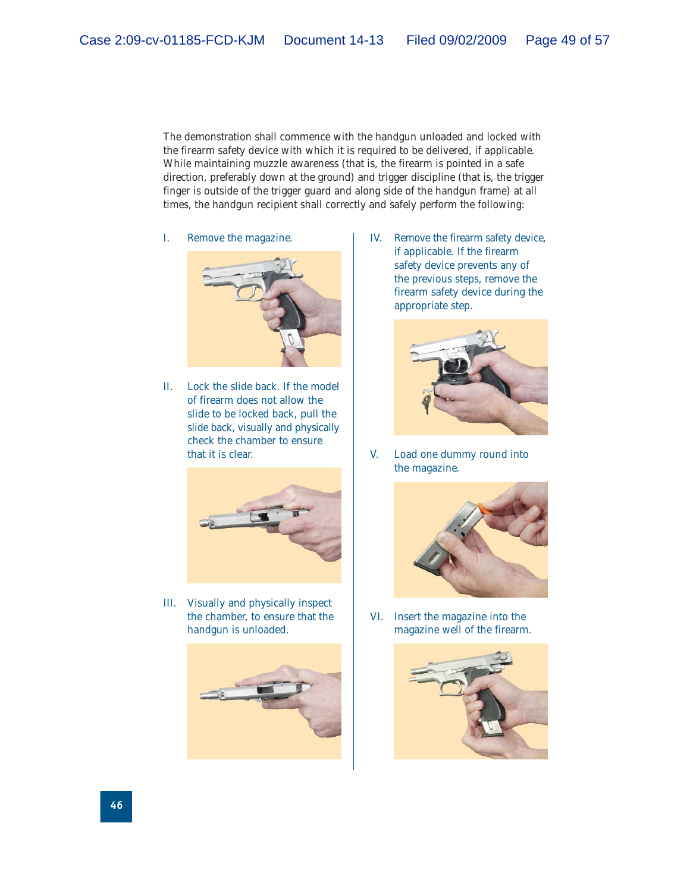The demonstration shall commence with the handgun unloaded and locked with the firearm safety device with which it is required to be delivered, if applicable. While maintaining muzzle awareness (that is, the firearm is pointed in a safe direction, preferably down at the ground) and trigger discipline (that is, the trigger finger is outside of the trigger guard and along side of the handgun frame) at all times, the handgun recipient shall correctly and safely perform the following:

I. Remove the magazine.

II. Lock the slide back. If the model of firearm does not allow the slide to be locked back, pull the slide back, visually and physically check the chamber to ensure that it is clear.

III. Visually and physically inspect the chamber, to ensure that the handgun is unloaded.

IV. Remove the firearm safety device, if applicable. If the firearm safety device prevents any of the previous steps, remove the firearm safety device during the appropriate step.

V. Load one dummy round into the magazine.

VI. Insert the magazine into the magazine well of the firearm.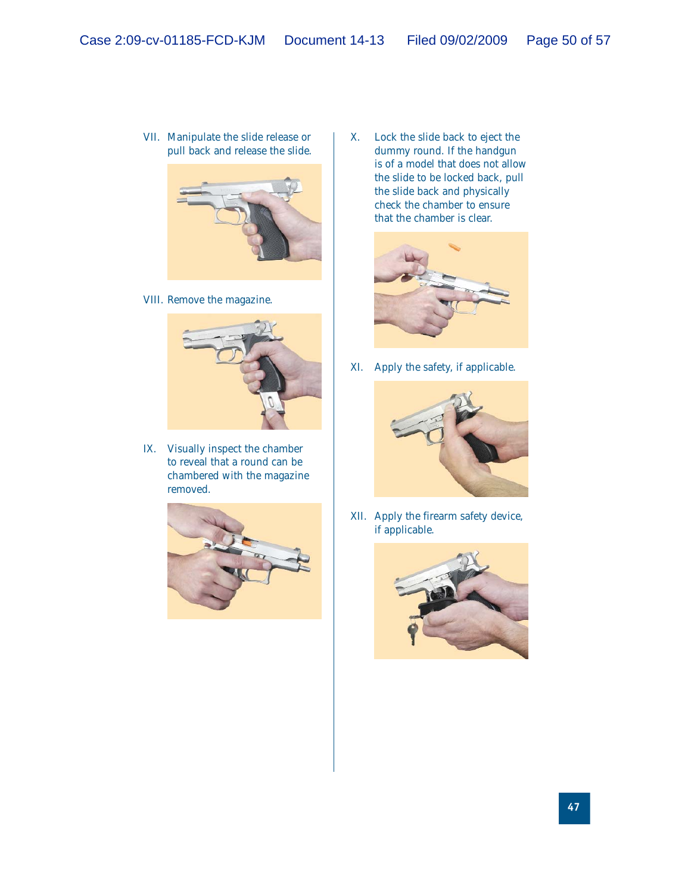VII. Manipulate the slide release or pull back and release the slide.

VIII. Remove the magazine.

IX. Visually inspect the chamber to reveal that a round can be chambered with the magazine removed.

X. Lock the slide back to eject the dummy round. If the handgun is of a model that does not allow the slide to be locked back, pull the slide back and physically check the chamber to ensure that the chamber is clear.

XI. Apply the safety, if applicable.

XII. Apply the firearm safety device, if applicable.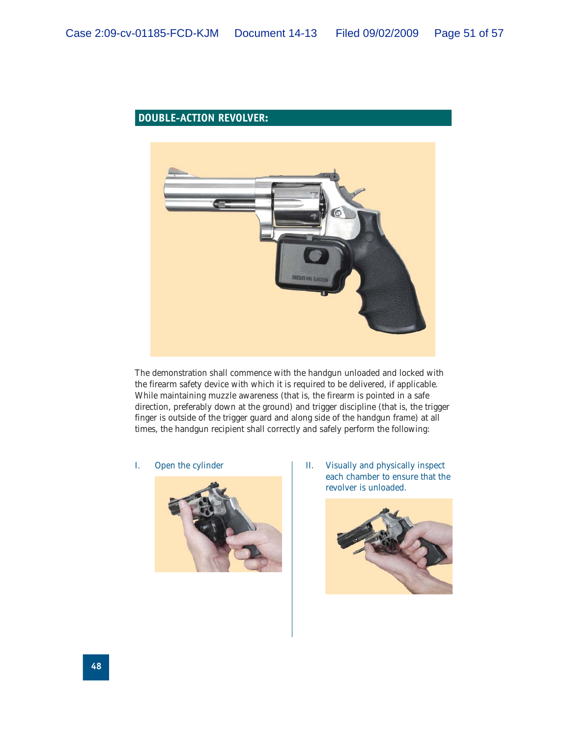## DOUBLE-ACTION REVOLVER:

The demonstration shall commence with the handgun unloaded and locked with the firearm safety device with which it is required to be delivered, if applicable. While maintaining muzzle awareness (that is, the firearm is pointed in a safe direction, preferably down at the ground) and trigger discipline (that is, the trigger finger is outside of the trigger guard and along side of the handgun frame) at all times, the handgun recipient shall correctly and safely perform the following:

I. Open the cylinder

II. Visually and physically inspect each chamber to ensure that the revolver is unloaded.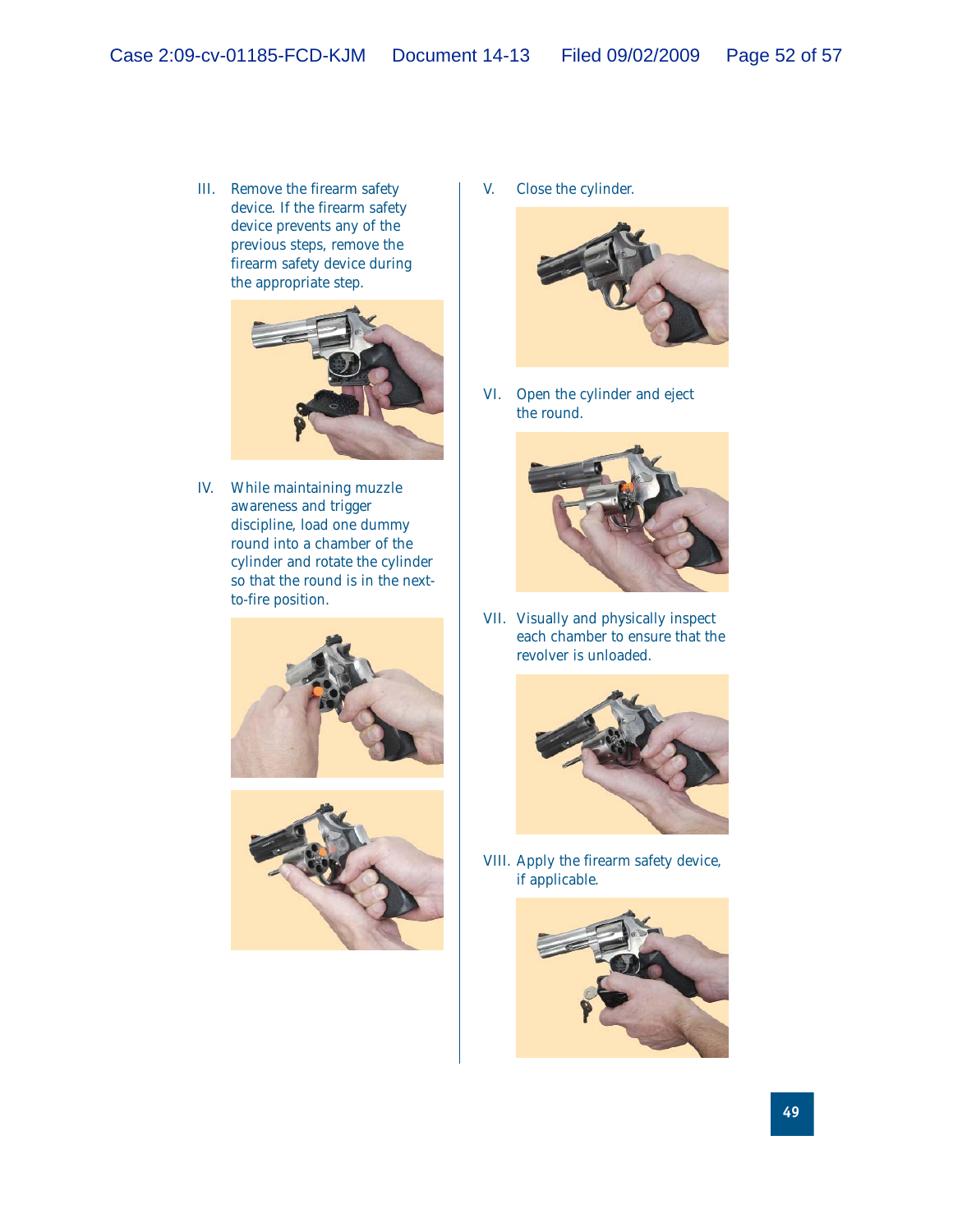III. Remove the firearm safety device. If the firearm safety device prevents any of the previous steps, remove the firearm safety device during the appropriate step.

IV. While maintaining muzzle awareness and trigger discipline, load one dummy round into a chamber of the cylinder and rotate the cylinder so that the round is in the next-to-fire position.

V. Close the cylinder.

VI. Open the cylinder and eject the round.

VII. Visually and physically inspect each chamber to ensure that the revolver is unloaded.

VIII. Apply the firearm safety device, if applicable.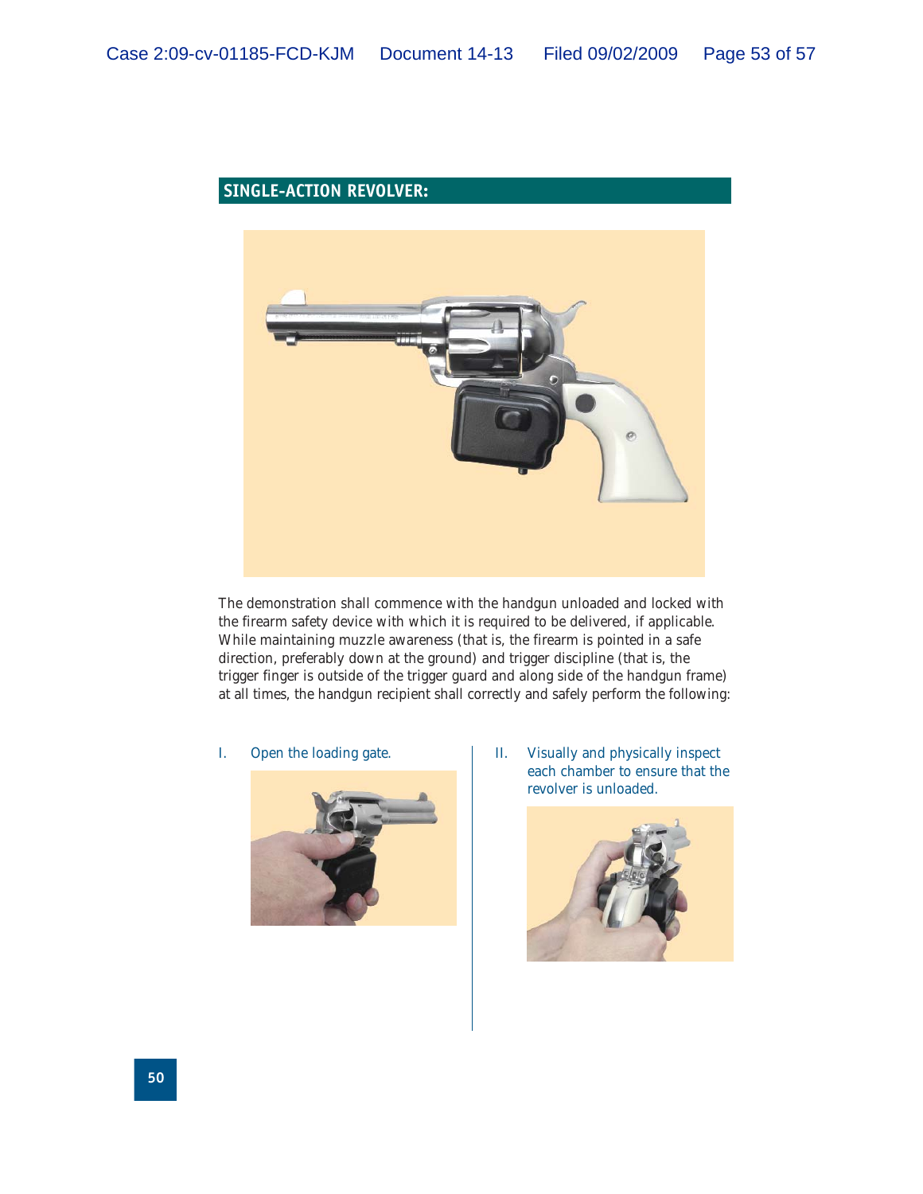## SINGLE-ACTION REVOLVER:

The demonstration shall commence with the handgun unloaded and locked with the firearm safety device with which it is required to be delivered, if applicable. While maintaining muzzle awareness (that is, the firearm is pointed in a safe direction, preferably down at the ground) and trigger discipline (that is, the trigger finger is outside of the trigger guard and along side of the handgun frame) at all times, the handgun recipient shall correctly and safely perform the following:

I. Open the loading gate.

II. Visually and physically inspect each chamber to ensure that the revolver is unloaded.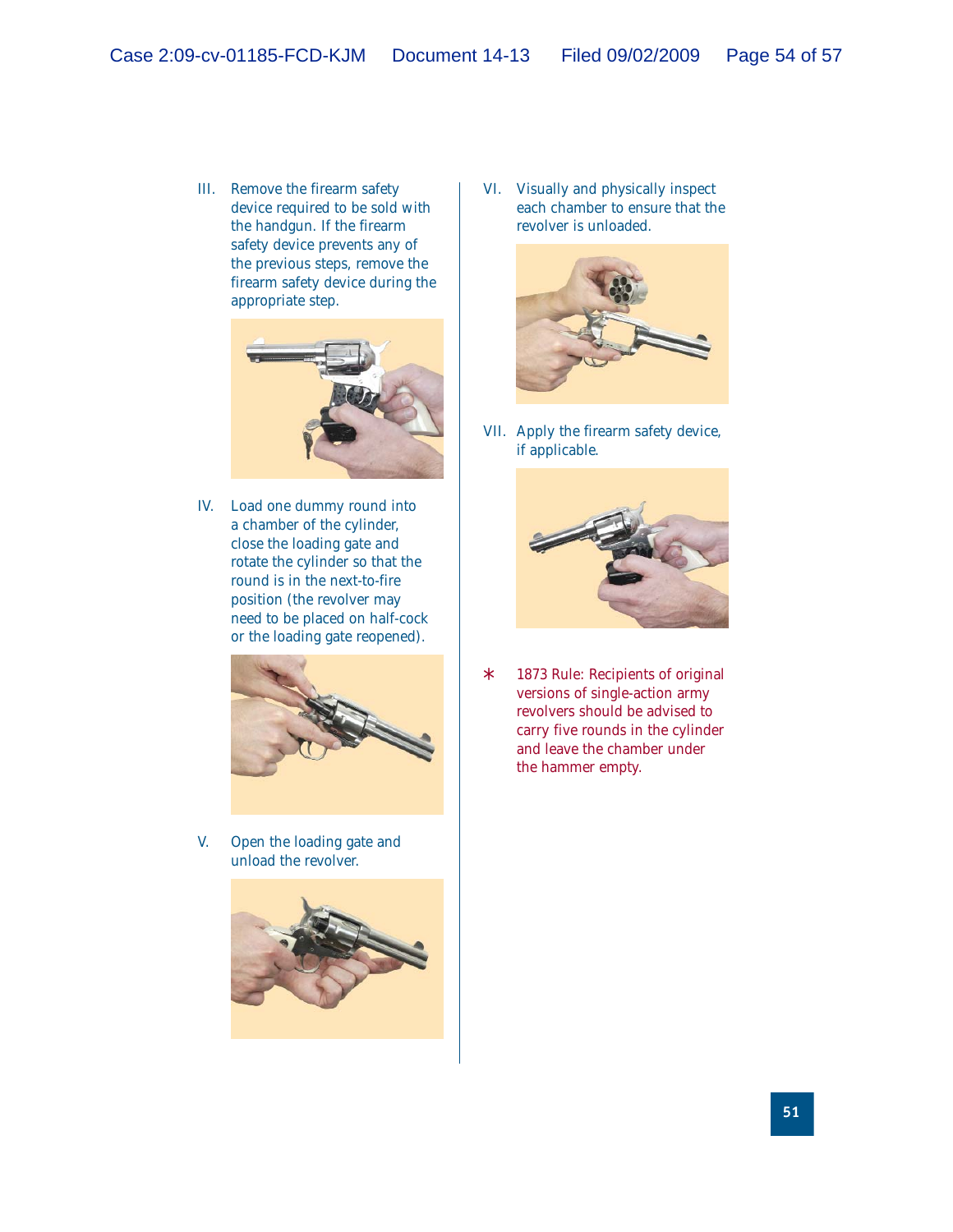III. Remove the firearm safety device required to be sold with the handgun. If the firearm safety device prevents any of the previous steps, remove the firearm safety device during the appropriate step.

IV. Load one dummy round into a chamber of the cylinder, close the loading gate and rotate the cylinder so that the round is in the next-to-fire position (the revolver may need to be placed on half-cock or the loading gate reopened).

V. Open the loading gate and unload the revolver.

VI. Visually and physically inspect each chamber to ensure that the revolver is unloaded.

VII. Apply the firearm safety device, if applicable.

* 1873 Rule: Recipients of original versions of single-action army revolvers should be advised to carry five rounds in the cylinder and leave the chamber under the hammer empty.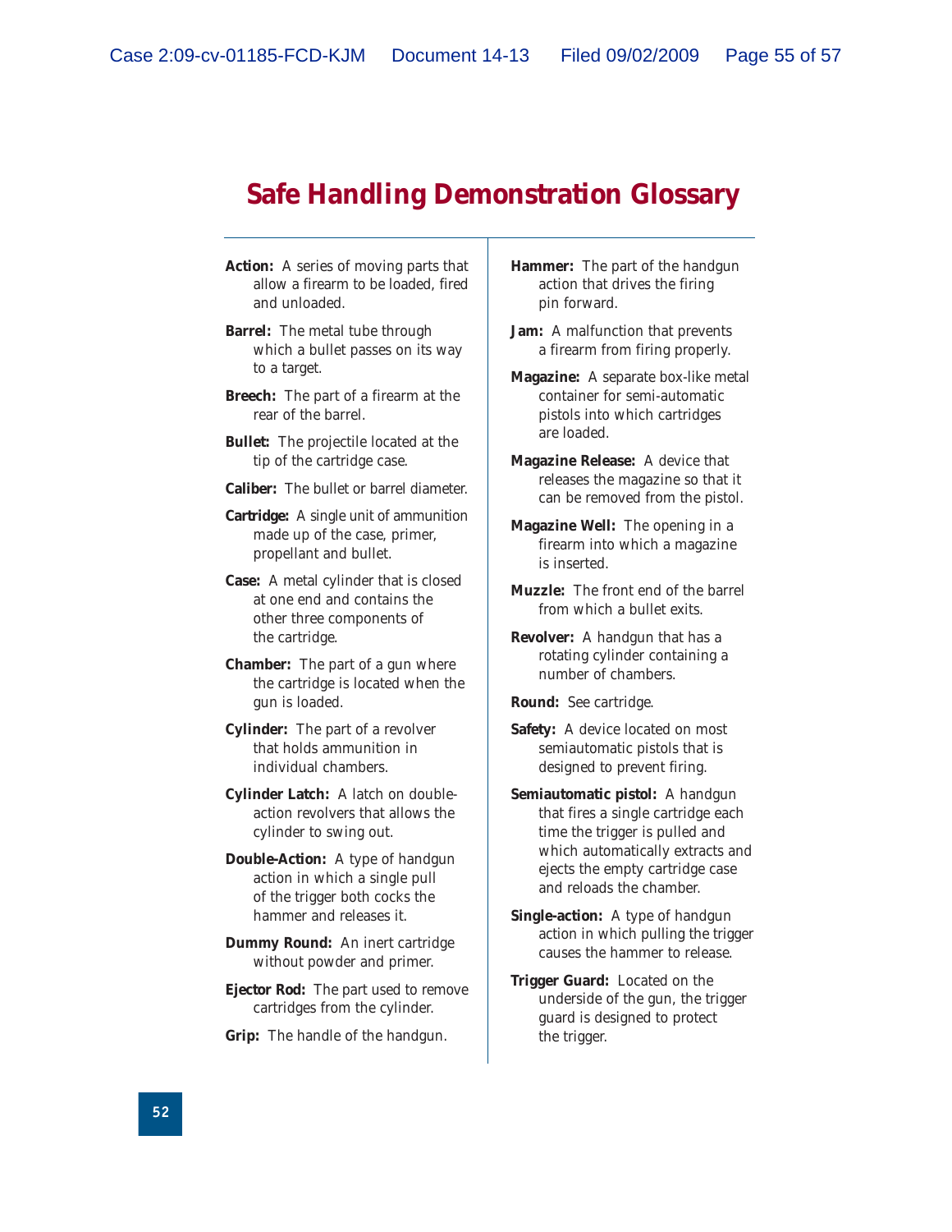# Safe Handling Demonstration Glossary

**Action:** A series of moving parts that allow a firearm to be loaded, fired and unloaded.

**Barrel:** The metal tube through which a bullet passes on its way to a target.

**Breech:** The part of a firearm at the rear of the barrel.

**Bullet:** The projectile located at the tip of the cartridge case.

**Caliber:** The bullet or barrel diameter.

**Cartridge:** A single unit of ammunition made up of the case, primer, propellant and bullet.

**Case:** A metal cylinder that is closed at one end and contains the other three components of the cartridge.

**Chamber:** The part of a gun where the cartridge is located when the gun is loaded.

**Cylinder:** The part of a revolver that holds ammunition in individual chambers.

**Cylinder Latch:** A latch on double-action revolvers that allows the cylinder to swing out.

**Double-Action:** A type of handgun action in which a single pull of the trigger both cocks the hammer and releases it.

**Dummy Round:** An inert cartridge without powder and primer.

**Ejector Rod:** The part used to remove cartridges from the cylinder.

**Grip:** The handle of the handgun.

**Hammer:** The part of the handgun action that drives the firing pin forward.

**Jam:** A malfunction that prevents a firearm from firing properly.

**Magazine:** A separate box-like metal container for semi-automatic pistols into which cartridges are loaded.

**Magazine Release:** A device that releases the magazine so that it can be removed from the pistol.

**Magazine Well:** The opening in a firearm into which a magazine is inserted.

**Muzzle:** The front end of the barrel from which a bullet exits.

**Revolver:** A handgun that has a rotating cylinder containing a number of chambers.

**Round:** See cartridge.

**Safety:** A device located on most semiautomatic pistols that is designed to prevent firing.

**Semiautomatic pistol:** A handgun that fires a single cartridge each time the trigger is pulled and which automatically extracts and ejects the empty cartridge case and reloads the chamber.

**Single-action:** A type of handgun action in which pulling the trigger causes the hammer to release.

**Trigger Guard:** Located on the underside of the gun, the trigger guard is designed to protect the trigger.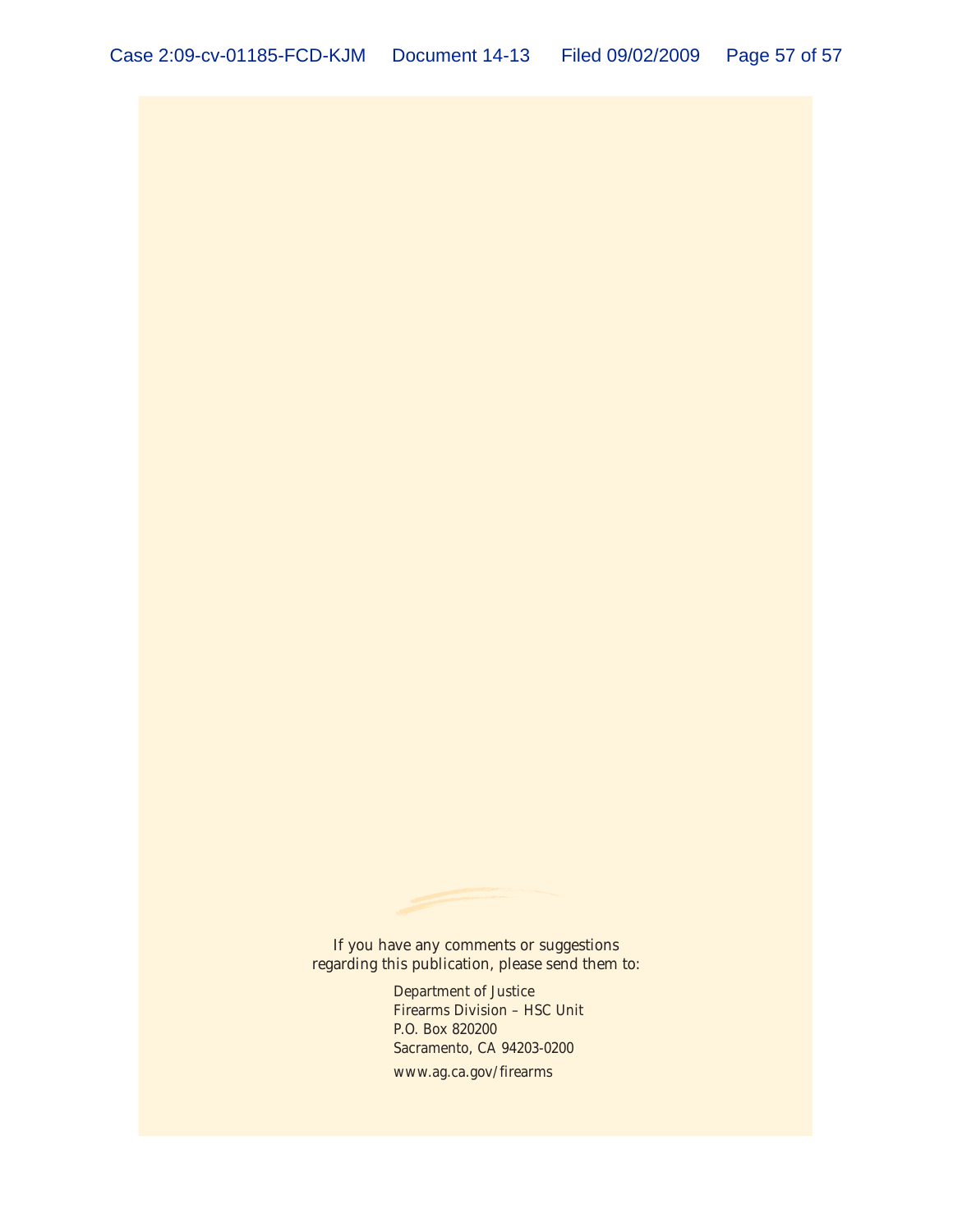If you have any comments or suggestions
regarding this publication, please send them to:

Department of Justice
Firearms Division – HSC Unit
P.O. Box 820200
Sacramento, CA 94203-0200

www.ag.ca.gov/firearms